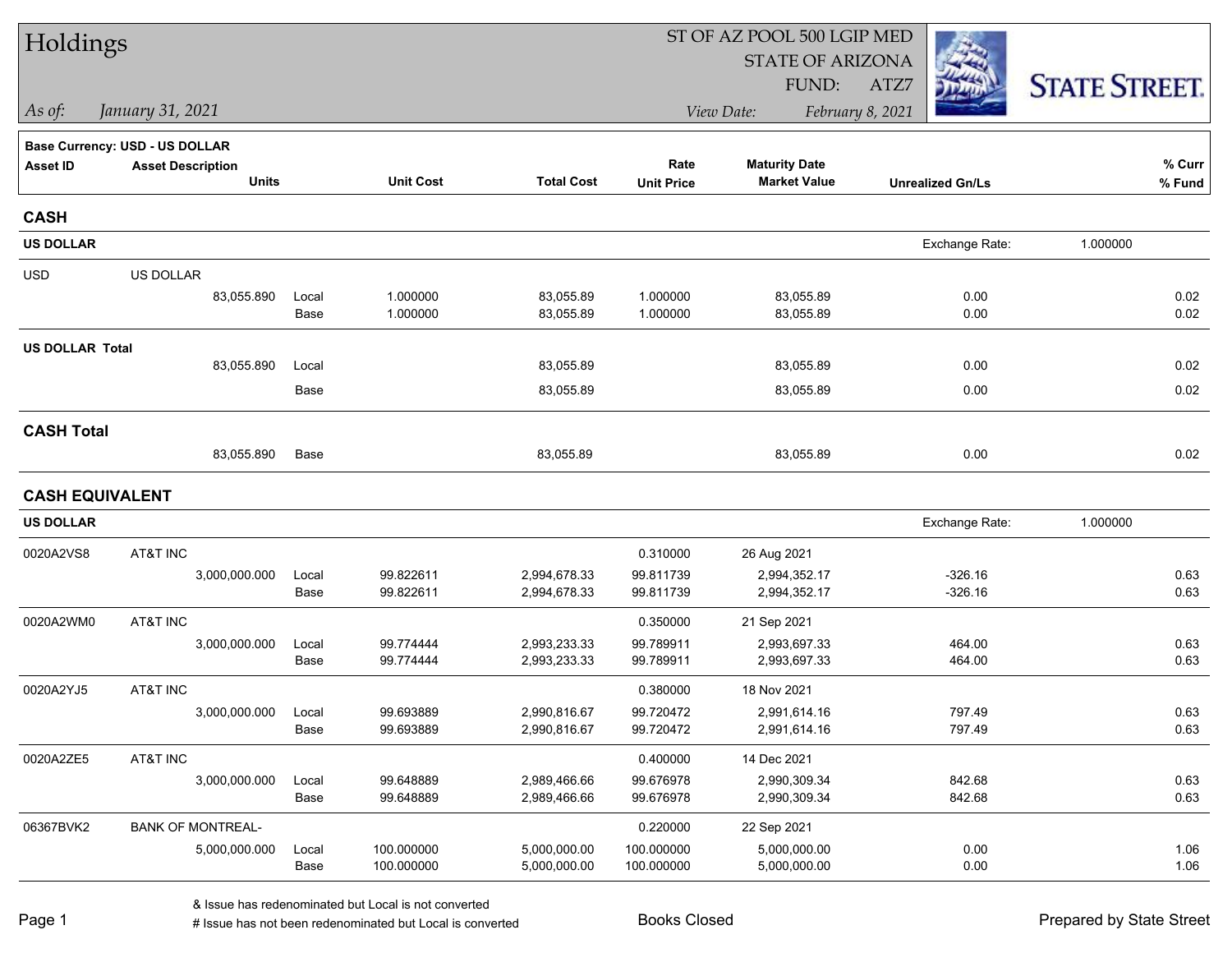# Holdings

ST OF AZ POOL 500 LGIP MED
STATE OF ARIZONA
FUND: ATZ7

*As of: January 31, 2021*

*View Date: February 8, 2021*

STATE STREET.

**Base Currency: USD - US DOLLAR**

| Asset ID | Asset Description / Units | | Unit Cost | Total Cost | Rate / Unit Price | Maturity Date / Market Value | Unrealized Gn/Ls | % Curr / % Fund |
|---|---|---|---|---|---|---|---|---|
| **CASH** | | | | | | | | |
| **US DOLLAR** | | | | | | | Exchange Rate: 1.000000 | |
| USD | US DOLLAR | | | | | | | |
| | 83,055.890 | Local | 1.000000 | 83,055.89 | 1.000000 | 83,055.89 | 0.00 | 0.02 |
| | | Base | 1.000000 | 83,055.89 | 1.000000 | 83,055.89 | 0.00 | 0.02 |
| **US DOLLAR Total** | | | | | | | | |
| | 83,055.890 | Local | | 83,055.89 | | 83,055.89 | 0.00 | 0.02 |
| | | Base | | 83,055.89 | | 83,055.89 | 0.00 | 0.02 |
| **CASH Total** | | | | | | | | |
| | 83,055.890 | Base | | 83,055.89 | | 83,055.89 | 0.00 | 0.02 |
| **CASH EQUIVALENT** | | | | | | | | |
| **US DOLLAR** | | | | | | | Exchange Rate: 1.000000 | |
| 0020A2VS8 | AT&T INC | | | | 0.310000 | 26 Aug 2021 | | |
| | 3,000,000.000 | Local | 99.822611 | 2,994,678.33 | 99.811739 | 2,994,352.17 | -326.16 | 0.63 |
| | | Base | 99.822611 | 2,994,678.33 | 99.811739 | 2,994,352.17 | -326.16 | 0.63 |
| 0020A2WM0 | AT&T INC | | | | 0.350000 | 21 Sep 2021 | | |
| | 3,000,000.000 | Local | 99.774444 | 2,993,233.33 | 99.789911 | 2,993,697.33 | 464.00 | 0.63 |
| | | Base | 99.774444 | 2,993,233.33 | 99.789911 | 2,993,697.33 | 464.00 | 0.63 |
| 0020A2YJ5 | AT&T INC | | | | 0.380000 | 18 Nov 2021 | | |
| | 3,000,000.000 | Local | 99.693889 | 2,990,816.67 | 99.720472 | 2,991,614.16 | 797.49 | 0.63 |
| | | Base | 99.693889 | 2,990,816.67 | 99.720472 | 2,991,614.16 | 797.49 | 0.63 |
| 0020A2ZE5 | AT&T INC | | | | 0.400000 | 14 Dec 2021 | | |
| | 3,000,000.000 | Local | 99.648889 | 2,989,466.66 | 99.676978 | 2,990,309.34 | 842.68 | 0.63 |
| | | Base | 99.648889 | 2,989,466.66 | 99.676978 | 2,990,309.34 | 842.68 | 0.63 |
| 06367BVK2 | BANK OF MONTREAL- | | | | 0.220000 | 22 Sep 2021 | | |
| | 5,000,000.000 | Local | 100.000000 | 5,000,000.00 | 100.000000 | 5,000,000.00 | 0.00 | 1.06 |
| | | Base | 100.000000 | 5,000,000.00 | 100.000000 | 5,000,000.00 | 0.00 | 1.06 |

& Issue has redenominated but Local is not converted
# Issue has not been redenominated but Local is converted

Books Closed

Prepared by State Street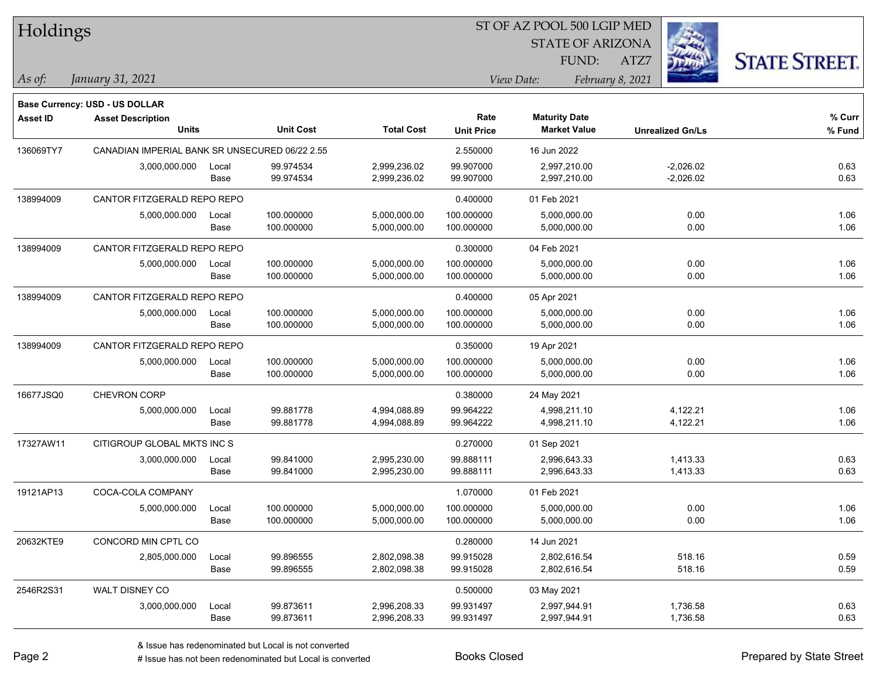# Holdings

ST OF AZ POOL 500 LGIP MED
STATE OF ARIZONA
FUND: ATZ7

*As of:* *January 31, 2021*

*View Date:* *February 8, 2021*

**Base Currency: USD - US DOLLAR**

| Asset ID | Asset Description / Units | | Unit Cost | Total Cost | Rate / Unit Price | Maturity Date / Market Value | Unrealized Gn/Ls | % Curr / % Fund |
|---|---|---|---|---|---|---|---|---|
| 136069TY7 | CANADIAN IMPERIAL BANK SR UNSECURED 06/22 2.55 | | | | 2.550000 | 16 Jun 2022 | | |
| | 3,000,000.000 | Local | 99.974534 | 2,999,236.02 | 99.907000 | 2,997,210.00 | -2,026.02 | 0.63 |
| | | Base | 99.974534 | 2,999,236.02 | 99.907000 | 2,997,210.00 | -2,026.02 | 0.63 |
| 138994009 | CANTOR FITZGERALD REPO REPO | | | | 0.400000 | 01 Feb 2021 | | |
| | 5,000,000.000 | Local | 100.000000 | 5,000,000.00 | 100.000000 | 5,000,000.00 | 0.00 | 1.06 |
| | | Base | 100.000000 | 5,000,000.00 | 100.000000 | 5,000,000.00 | 0.00 | 1.06 |
| 138994009 | CANTOR FITZGERALD REPO REPO | | | | 0.300000 | 04 Feb 2021 | | |
| | 5,000,000.000 | Local | 100.000000 | 5,000,000.00 | 100.000000 | 5,000,000.00 | 0.00 | 1.06 |
| | | Base | 100.000000 | 5,000,000.00 | 100.000000 | 5,000,000.00 | 0.00 | 1.06 |
| 138994009 | CANTOR FITZGERALD REPO REPO | | | | 0.400000 | 05 Apr 2021 | | |
| | 5,000,000.000 | Local | 100.000000 | 5,000,000.00 | 100.000000 | 5,000,000.00 | 0.00 | 1.06 |
| | | Base | 100.000000 | 5,000,000.00 | 100.000000 | 5,000,000.00 | 0.00 | 1.06 |
| 138994009 | CANTOR FITZGERALD REPO REPO | | | | 0.350000 | 19 Apr 2021 | | |
| | 5,000,000.000 | Local | 100.000000 | 5,000,000.00 | 100.000000 | 5,000,000.00 | 0.00 | 1.06 |
| | | Base | 100.000000 | 5,000,000.00 | 100.000000 | 5,000,000.00 | 0.00 | 1.06 |
| 16677JSQ0 | CHEVRON CORP | | | | 0.380000 | 24 May 2021 | | |
| | 5,000,000.000 | Local | 99.881778 | 4,994,088.89 | 99.964222 | 4,998,211.10 | 4,122.21 | 1.06 |
| | | Base | 99.881778 | 4,994,088.89 | 99.964222 | 4,998,211.10 | 4,122.21 | 1.06 |
| 17327AW11 | CITIGROUP GLOBAL MKTS INC S | | | | 0.270000 | 01 Sep 2021 | | |
| | 3,000,000.000 | Local | 99.841000 | 2,995,230.00 | 99.888111 | 2,996,643.33 | 1,413.33 | 0.63 |
| | | Base | 99.841000 | 2,995,230.00 | 99.888111 | 2,996,643.33 | 1,413.33 | 0.63 |
| 19121AP13 | COCA-COLA COMPANY | | | | 1.070000 | 01 Feb 2021 | | |
| | 5,000,000.000 | Local | 100.000000 | 5,000,000.00 | 100.000000 | 5,000,000.00 | 0.00 | 1.06 |
| | | Base | 100.000000 | 5,000,000.00 | 100.000000 | 5,000,000.00 | 0.00 | 1.06 |
| 20632KTE9 | CONCORD MIN CPTL CO | | | | 0.280000 | 14 Jun 2021 | | |
| | 2,805,000.000 | Local | 99.896555 | 2,802,098.38 | 99.915028 | 2,802,616.54 | 518.16 | 0.59 |
| | | Base | 99.896555 | 2,802,098.38 | 99.915028 | 2,802,616.54 | 518.16 | 0.59 |
| 2546R2S31 | WALT DISNEY CO | | | | 0.500000 | 03 May 2021 | | |
| | 3,000,000.000 | Local | 99.873611 | 2,996,208.33 | 99.931497 | 2,997,944.91 | 1,736.58 | 0.63 |
| | | Base | 99.873611 | 2,996,208.33 | 99.931497 | 2,997,944.91 | 1,736.58 | 0.63 |

& Issue has redenominated but Local is not converted
# Issue has not been redenominated but Local is converted

Books Closed

Prepared by State Street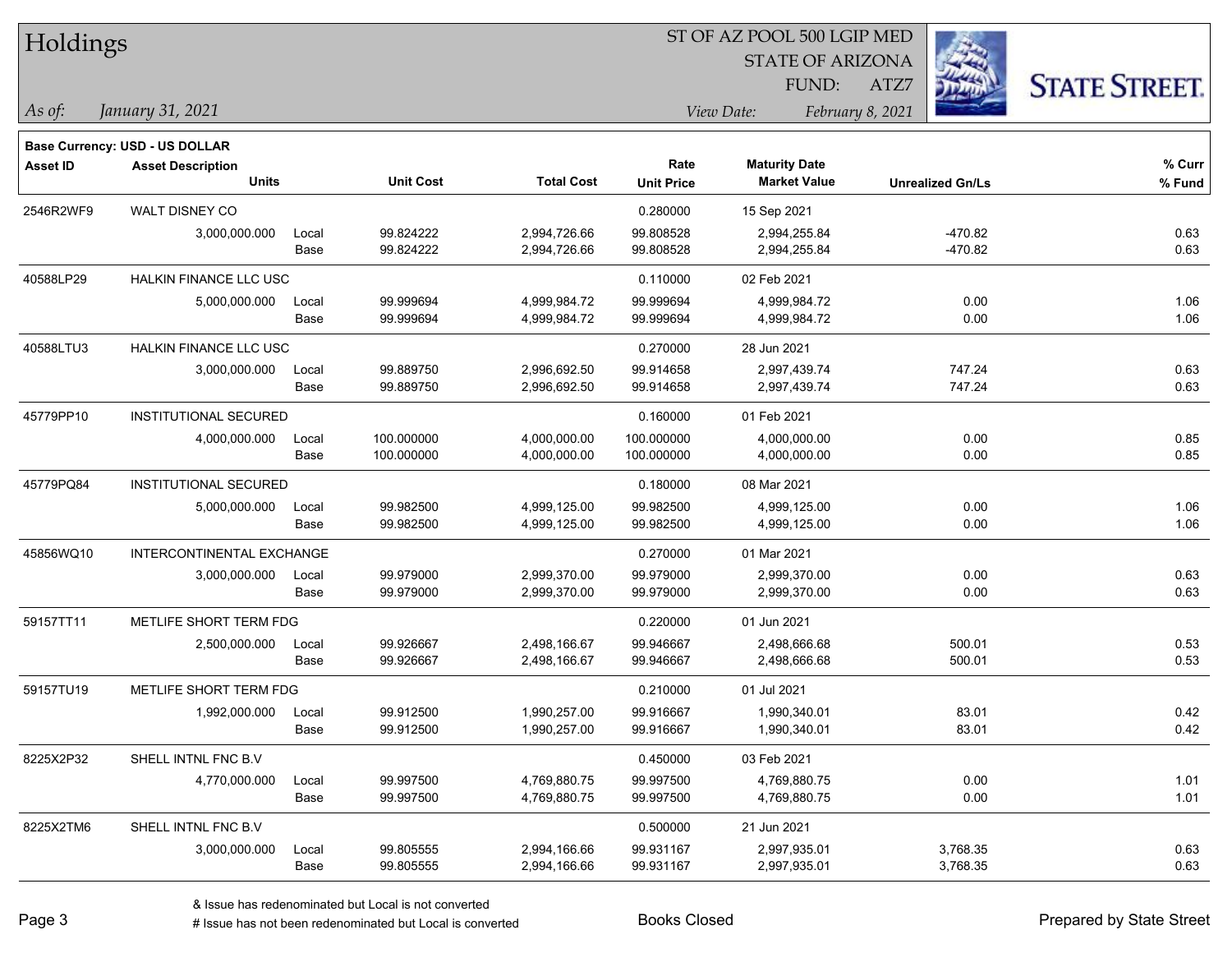**Base Currency: USD - US DOLLAR**

| Asset ID | Asset Description | | | | Rate | Maturity Date | | % Curr |
|---|---|---|---|---|---|---|---|---|
| | Units | | Unit Cost | Total Cost | Unit Price | Market Value | Unrealized Gn/Ls | % Fund |
| 2546R2WF9 | WALT DISNEY CO | | | | 0.280000 | 15 Sep 2021 | | |
| | 3,000,000.000 | Local | 99.824222 | 2,994,726.66 | 99.808528 | 2,994,255.84 | -470.82 | 0.63 |
| | | Base | 99.824222 | 2,994,726.66 | 99.808528 | 2,994,255.84 | -470.82 | 0.63 |
| 40588LP29 | HALKIN FINANCE LLC USC | | | | 0.110000 | 02 Feb 2021 | | |
| | 5,000,000.000 | Local | 99.999694 | 4,999,984.72 | 99.999694 | 4,999,984.72 | 0.00 | 1.06 |
| | | Base | 99.999694 | 4,999,984.72 | 99.999694 | 4,999,984.72 | 0.00 | 1.06 |
| 40588LTU3 | HALKIN FINANCE LLC USC | | | | 0.270000 | 28 Jun 2021 | | |
| | 3,000,000.000 | Local | 99.889750 | 2,996,692.50 | 99.914658 | 2,997,439.74 | 747.24 | 0.63 |
| | | Base | 99.889750 | 2,996,692.50 | 99.914658 | 2,997,439.74 | 747.24 | 0.63 |
| 45779PP10 | INSTITUTIONAL SECURED | | | | 0.160000 | 01 Feb 2021 | | |
| | 4,000,000.000 | Local | 100.000000 | 4,000,000.00 | 100.000000 | 4,000,000.00 | 0.00 | 0.85 |
| | | Base | 100.000000 | 4,000,000.00 | 100.000000 | 4,000,000.00 | 0.00 | 0.85 |
| 45779PQ84 | INSTITUTIONAL SECURED | | | | 0.180000 | 08 Mar 2021 | | |
| | 5,000,000.000 | Local | 99.982500 | 4,999,125.00 | 99.982500 | 4,999,125.00 | 0.00 | 1.06 |
| | | Base | 99.982500 | 4,999,125.00 | 99.982500 | 4,999,125.00 | 0.00 | 1.06 |
| 45856WQ10 | INTERCONTINENTAL EXCHANGE | | | | 0.270000 | 01 Mar 2021 | | |
| | 3,000,000.000 | Local | 99.979000 | 2,999,370.00 | 99.979000 | 2,999,370.00 | 0.00 | 0.63 |
| | | Base | 99.979000 | 2,999,370.00 | 99.979000 | 2,999,370.00 | 0.00 | 0.63 |
| 59157TT11 | METLIFE SHORT TERM FDG | | | | 0.220000 | 01 Jun 2021 | | |
| | 2,500,000.000 | Local | 99.926667 | 2,498,166.67 | 99.946667 | 2,498,666.68 | 500.01 | 0.53 |
| | | Base | 99.926667 | 2,498,166.67 | 99.946667 | 2,498,666.68 | 500.01 | 0.53 |
| 59157TU19 | METLIFE SHORT TERM FDG | | | | 0.210000 | 01 Jul 2021 | | |
| | 1,992,000.000 | Local | 99.912500 | 1,990,257.00 | 99.916667 | 1,990,340.01 | 83.01 | 0.42 |
| | | Base | 99.912500 | 1,990,257.00 | 99.916667 | 1,990,340.01 | 83.01 | 0.42 |
| 8225X2P32 | SHELL INTNL FNC B.V | | | | 0.450000 | 03 Feb 2021 | | |
| | 4,770,000.000 | Local | 99.997500 | 4,769,880.75 | 99.997500 | 4,769,880.75 | 0.00 | 1.01 |
| | | Base | 99.997500 | 4,769,880.75 | 99.997500 | 4,769,880.75 | 0.00 | 1.01 |
| 8225X2TM6 | SHELL INTNL FNC B.V | | | | 0.500000 | 21 Jun 2021 | | |
| | 3,000,000.000 | Local | 99.805555 | 2,994,166.66 | 99.931167 | 2,997,935.01 | 3,768.35 | 0.63 |
| | | Base | 99.805555 | 2,994,166.66 | 99.931167 | 2,997,935.01 | 3,768.35 | 0.63 |

& Issue has redenominated but Local is not converted

# Issue has not been redenominated but Local is converted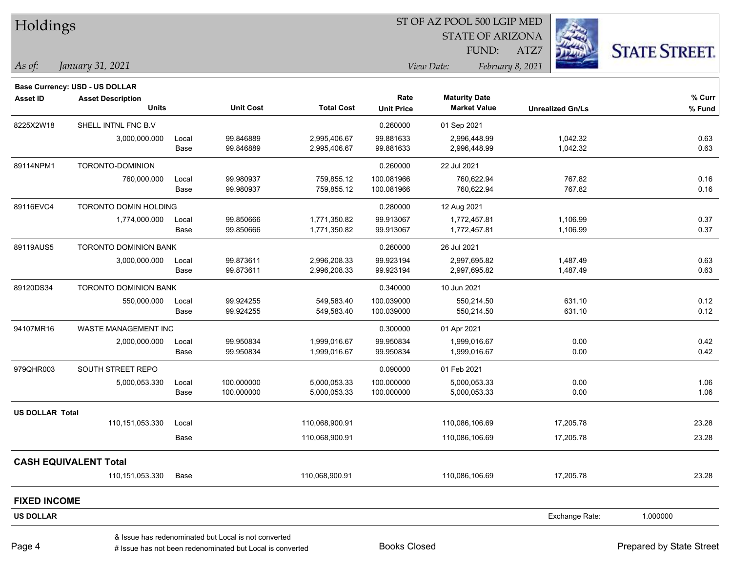# Holdings

ST OF AZ POOL 500 LGIP MED
STATE OF ARIZONA
FUND: ATZ7

*As of:* *January 31, 2021*

*View Date:* *February 8, 2021*

**Base Currency: USD - US DOLLAR**

| Asset ID | Asset Description / Units | | Unit Cost | Total Cost | Rate / Unit Price | Maturity Date / Market Value | Unrealized Gn/Ls | % Curr / % Fund |
|---|---|---|---|---|---|---|---|---|
| 8225X2W18 | SHELL INTNL FNC B.V | | | | 0.260000 | 01 Sep 2021 | | |
| | 3,000,000.000 | Local | 99.846889 | 2,995,406.67 | 99.881633 | 2,996,448.99 | 1,042.32 | 0.63 |
| | | Base | 99.846889 | 2,995,406.67 | 99.881633 | 2,996,448.99 | 1,042.32 | 0.63 |
| 89114NPM1 | TORONTO-DOMINION | | | | 0.260000 | 22 Jul 2021 | | |
| | 760,000.000 | Local | 99.980937 | 759,855.12 | 100.081966 | 760,622.94 | 767.82 | 0.16 |
| | | Base | 99.980937 | 759,855.12 | 100.081966 | 760,622.94 | 767.82 | 0.16 |
| 89116EVC4 | TORONTO DOMIN HOLDING | | | | 0.280000 | 12 Aug 2021 | | |
| | 1,774,000.000 | Local | 99.850666 | 1,771,350.82 | 99.913067 | 1,772,457.81 | 1,106.99 | 0.37 |
| | | Base | 99.850666 | 1,771,350.82 | 99.913067 | 1,772,457.81 | 1,106.99 | 0.37 |
| 89119AUS5 | TORONTO DOMINION BANK | | | | 0.260000 | 26 Jul 2021 | | |
| | 3,000,000.000 | Local | 99.873611 | 2,996,208.33 | 99.923194 | 2,997,695.82 | 1,487.49 | 0.63 |
| | | Base | 99.873611 | 2,996,208.33 | 99.923194 | 2,997,695.82 | 1,487.49 | 0.63 |
| 89120DS34 | TORONTO DOMINION BANK | | | | 0.340000 | 10 Jun 2021 | | |
| | 550,000.000 | Local | 99.924255 | 549,583.40 | 100.039000 | 550,214.50 | 631.10 | 0.12 |
| | | Base | 99.924255 | 549,583.40 | 100.039000 | 550,214.50 | 631.10 | 0.12 |
| 94107MR16 | WASTE MANAGEMENT INC | | | | 0.300000 | 01 Apr 2021 | | |
| | 2,000,000.000 | Local | 99.950834 | 1,999,016.67 | 99.950834 | 1,999,016.67 | 0.00 | 0.42 |
| | | Base | 99.950834 | 1,999,016.67 | 99.950834 | 1,999,016.67 | 0.00 | 0.42 |
| 979QHR003 | SOUTH STREET REPO | | | | 0.090000 | 01 Feb 2021 | | |
| | 5,000,053.330 | Local | 100.000000 | 5,000,053.33 | 100.000000 | 5,000,053.33 | 0.00 | 1.06 |
| | | Base | 100.000000 | 5,000,053.33 | 100.000000 | 5,000,053.33 | 0.00 | 1.06 |
| **US DOLLAR Total** | | | | | | | | |
| | 110,151,053.330 | Local | | 110,068,900.91 | | 110,086,106.69 | 17,205.78 | 23.28 |
| | | Base | | 110,068,900.91 | | 110,086,106.69 | 17,205.78 | 23.28 |

## CASH EQUIVALENT Total

| | Units | | Total Cost | Market Value | Unrealized Gn/Ls | % Fund |
|---|---|---|---|---|---|---|
| | 110,151,053.330 | Base | 110,068,900.91 | 110,086,106.69 | 17,205.78 | 23.28 |

## FIXED INCOME

**US DOLLAR** — Exchange Rate: 1.000000

& Issue has redenominated but Local is not converted
# Issue has not been redenominated but Local is converted

Books Closed

Prepared by State Street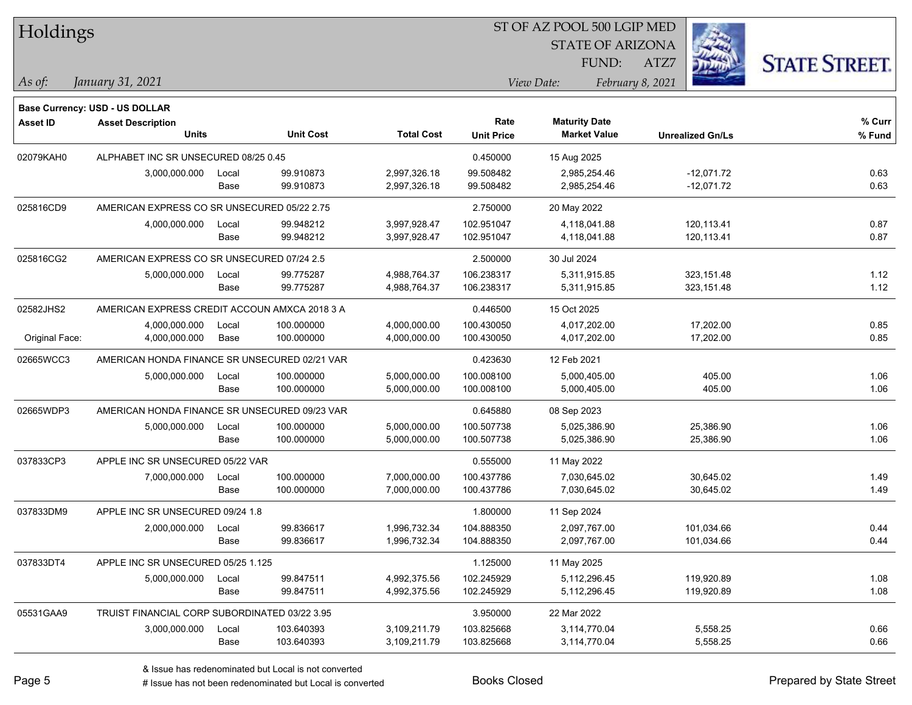# Holdings

ST OF AZ POOL 500 LGIP MED
STATE OF ARIZONA
FUND: ATZ7

*As of:* *January 31, 2021*

*View Date:* *February 8, 2021*

**Base Currency: USD - US DOLLAR**

| Asset ID | Asset Description / Units | | Unit Cost | Total Cost | Rate / Unit Price | Maturity Date / Market Value | Unrealized Gn/Ls | % Curr / % Fund |
|---|---|---|---|---|---|---|---|---|
| 02079KAH0 | ALPHABET INC SR UNSECURED 08/25 0.45 | | | | 0.450000 | 15 Aug 2025 | | |
| | 3,000,000.000 | Local | 99.910873 | 2,997,326.18 | 99.508482 | 2,985,254.46 | -12,071.72 | 0.63 |
| | | Base | 99.910873 | 2,997,326.18 | 99.508482 | 2,985,254.46 | -12,071.72 | 0.63 |
| 025816CD9 | AMERICAN EXPRESS CO SR UNSECURED 05/22 2.75 | | | | 2.750000 | 20 May 2022 | | |
| | 4,000,000.000 | Local | 99.948212 | 3,997,928.47 | 102.951047 | 4,118,041.88 | 120,113.41 | 0.87 |
| | | Base | 99.948212 | 3,997,928.47 | 102.951047 | 4,118,041.88 | 120,113.41 | 0.87 |
| 025816CG2 | AMERICAN EXPRESS CO SR UNSECURED 07/24 2.5 | | | | 2.500000 | 30 Jul 2024 | | |
| | 5,000,000.000 | Local | 99.775287 | 4,988,764.37 | 106.238317 | 5,311,915.85 | 323,151.48 | 1.12 |
| | | Base | 99.775287 | 4,988,764.37 | 106.238317 | 5,311,915.85 | 323,151.48 | 1.12 |
| 02582JHS2 | AMERICAN EXPRESS CREDIT ACCOUN AMXCA 2018 3 A | | | | 0.446500 | 15 Oct 2025 | | |
| | 4,000,000.000 | Local | 100.000000 | 4,000,000.00 | 100.430050 | 4,017,202.00 | 17,202.00 | 0.85 |
| Original Face: | 4,000,000.000 | Base | 100.000000 | 4,000,000.00 | 100.430050 | 4,017,202.00 | 17,202.00 | 0.85 |
| 02665WCC3 | AMERICAN HONDA FINANCE SR UNSECURED 02/21 VAR | | | | 0.423630 | 12 Feb 2021 | | |
| | 5,000,000.000 | Local | 100.000000 | 5,000,000.00 | 100.008100 | 5,000,405.00 | 405.00 | 1.06 |
| | | Base | 100.000000 | 5,000,000.00 | 100.008100 | 5,000,405.00 | 405.00 | 1.06 |
| 02665WDP3 | AMERICAN HONDA FINANCE SR UNSECURED 09/23 VAR | | | | 0.645880 | 08 Sep 2023 | | |
| | 5,000,000.000 | Local | 100.000000 | 5,000,000.00 | 100.507738 | 5,025,386.90 | 25,386.90 | 1.06 |
| | | Base | 100.000000 | 5,000,000.00 | 100.507738 | 5,025,386.90 | 25,386.90 | 1.06 |
| 037833CP3 | APPLE INC SR UNSECURED 05/22 VAR | | | | 0.555000 | 11 May 2022 | | |
| | 7,000,000.000 | Local | 100.000000 | 7,000,000.00 | 100.437786 | 7,030,645.02 | 30,645.02 | 1.49 |
| | | Base | 100.000000 | 7,000,000.00 | 100.437786 | 7,030,645.02 | 30,645.02 | 1.49 |
| 037833DM9 | APPLE INC SR UNSECURED 09/24 1.8 | | | | 1.800000 | 11 Sep 2024 | | |
| | 2,000,000.000 | Local | 99.836617 | 1,996,732.34 | 104.888350 | 2,097,767.00 | 101,034.66 | 0.44 |
| | | Base | 99.836617 | 1,996,732.34 | 104.888350 | 2,097,767.00 | 101,034.66 | 0.44 |
| 037833DT4 | APPLE INC SR UNSECURED 05/25 1.125 | | | | 1.125000 | 11 May 2025 | | |
| | 5,000,000.000 | Local | 99.847511 | 4,992,375.56 | 102.245929 | 5,112,296.45 | 119,920.89 | 1.08 |
| | | Base | 99.847511 | 4,992,375.56 | 102.245929 | 5,112,296.45 | 119,920.89 | 1.08 |
| 05531GAA9 | TRUIST FINANCIAL CORP SUBORDINATED 03/22 3.95 | | | | 3.950000 | 22 Mar 2022 | | |
| | 3,000,000.000 | Local | 103.640393 | 3,109,211.79 | 103.825668 | 3,114,770.04 | 5,558.25 | 0.66 |
| | | Base | 103.640393 | 3,109,211.79 | 103.825668 | 3,114,770.04 | 5,558.25 | 0.66 |

& Issue has redenominated but Local is not converted
# Issue has not been redenominated but Local is converted

Books Closed

Prepared by State Street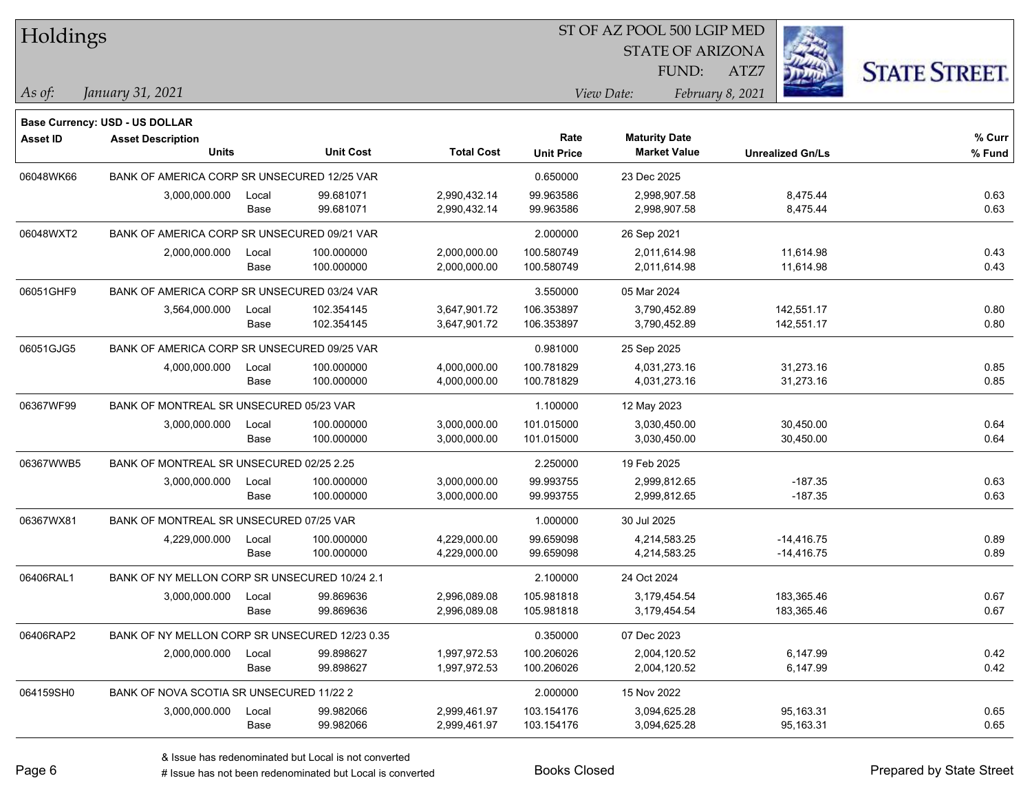# Holdings

ST OF AZ POOL 500 LGIP MED
STATE OF ARIZONA
FUND: ATZ7

*As of:* *January 31, 2021*

*View Date:* *February 8, 2021*

**Base Currency: USD - US DOLLAR**

| Asset ID | Asset Description / Units | | Unit Cost | Total Cost | Rate / Unit Price | Maturity Date / Market Value | Unrealized Gn/Ls | % Curr / % Fund |
|---|---|---|---|---|---|---|---|---|
| 06048WK66 | BANK OF AMERICA CORP SR UNSECURED 12/25 VAR | | | | 0.650000 | 23 Dec 2025 | | |
| | 3,000,000.000 | Local | 99.681071 | 2,990,432.14 | 99.963586 | 2,998,907.58 | 8,475.44 | 0.63 |
| | | Base | 99.681071 | 2,990,432.14 | 99.963586 | 2,998,907.58 | 8,475.44 | 0.63 |
| 06048WXT2 | BANK OF AMERICA CORP SR UNSECURED 09/21 VAR | | | | 2.000000 | 26 Sep 2021 | | |
| | 2,000,000.000 | Local | 100.000000 | 2,000,000.00 | 100.580749 | 2,011,614.98 | 11,614.98 | 0.43 |
| | | Base | 100.000000 | 2,000,000.00 | 100.580749 | 2,011,614.98 | 11,614.98 | 0.43 |
| 06051GHF9 | BANK OF AMERICA CORP SR UNSECURED 03/24 VAR | | | | 3.550000 | 05 Mar 2024 | | |
| | 3,564,000.000 | Local | 102.354145 | 3,647,901.72 | 106.353897 | 3,790,452.89 | 142,551.17 | 0.80 |
| | | Base | 102.354145 | 3,647,901.72 | 106.353897 | 3,790,452.89 | 142,551.17 | 0.80 |
| 06051GJG5 | BANK OF AMERICA CORP SR UNSECURED 09/25 VAR | | | | 0.981000 | 25 Sep 2025 | | |
| | 4,000,000.000 | Local | 100.000000 | 4,000,000.00 | 100.781829 | 4,031,273.16 | 31,273.16 | 0.85 |
| | | Base | 100.000000 | 4,000,000.00 | 100.781829 | 4,031,273.16 | 31,273.16 | 0.85 |
| 06367WF99 | BANK OF MONTREAL SR UNSECURED 05/23 VAR | | | | 1.100000 | 12 May 2023 | | |
| | 3,000,000.000 | Local | 100.000000 | 3,000,000.00 | 101.015000 | 3,030,450.00 | 30,450.00 | 0.64 |
| | | Base | 100.000000 | 3,000,000.00 | 101.015000 | 3,030,450.00 | 30,450.00 | 0.64 |
| 06367WWB5 | BANK OF MONTREAL SR UNSECURED 02/25 2.25 | | | | 2.250000 | 19 Feb 2025 | | |
| | 3,000,000.000 | Local | 100.000000 | 3,000,000.00 | 99.993755 | 2,999,812.65 | -187.35 | 0.63 |
| | | Base | 100.000000 | 3,000,000.00 | 99.993755 | 2,999,812.65 | -187.35 | 0.63 |
| 06367WX81 | BANK OF MONTREAL SR UNSECURED 07/25 VAR | | | | 1.000000 | 30 Jul 2025 | | |
| | 4,229,000.000 | Local | 100.000000 | 4,229,000.00 | 99.659098 | 4,214,583.25 | -14,416.75 | 0.89 |
| | | Base | 100.000000 | 4,229,000.00 | 99.659098 | 4,214,583.25 | -14,416.75 | 0.89 |
| 06406RAL1 | BANK OF NY MELLON CORP SR UNSECURED 10/24 2.1 | | | | 2.100000 | 24 Oct 2024 | | |
| | 3,000,000.000 | Local | 99.869636 | 2,996,089.08 | 105.981818 | 3,179,454.54 | 183,365.46 | 0.67 |
| | | Base | 99.869636 | 2,996,089.08 | 105.981818 | 3,179,454.54 | 183,365.46 | 0.67 |
| 06406RAP2 | BANK OF NY MELLON CORP SR UNSECURED 12/23 0.35 | | | | 0.350000 | 07 Dec 2023 | | |
| | 2,000,000.000 | Local | 99.898627 | 1,997,972.53 | 100.206026 | 2,004,120.52 | 6,147.99 | 0.42 |
| | | Base | 99.898627 | 1,997,972.53 | 100.206026 | 2,004,120.52 | 6,147.99 | 0.42 |
| 064159SH0 | BANK OF NOVA SCOTIA SR UNSECURED 11/22 2 | | | | 2.000000 | 15 Nov 2022 | | |
| | 3,000,000.000 | Local | 99.982066 | 2,999,461.97 | 103.154176 | 3,094,625.28 | 95,163.31 | 0.65 |
| | | Base | 99.982066 | 2,999,461.97 | 103.154176 | 3,094,625.28 | 95,163.31 | 0.65 |

& Issue has redenominated but Local is not converted
# Issue has not been redenominated but Local is converted

Books Closed

Prepared by State Street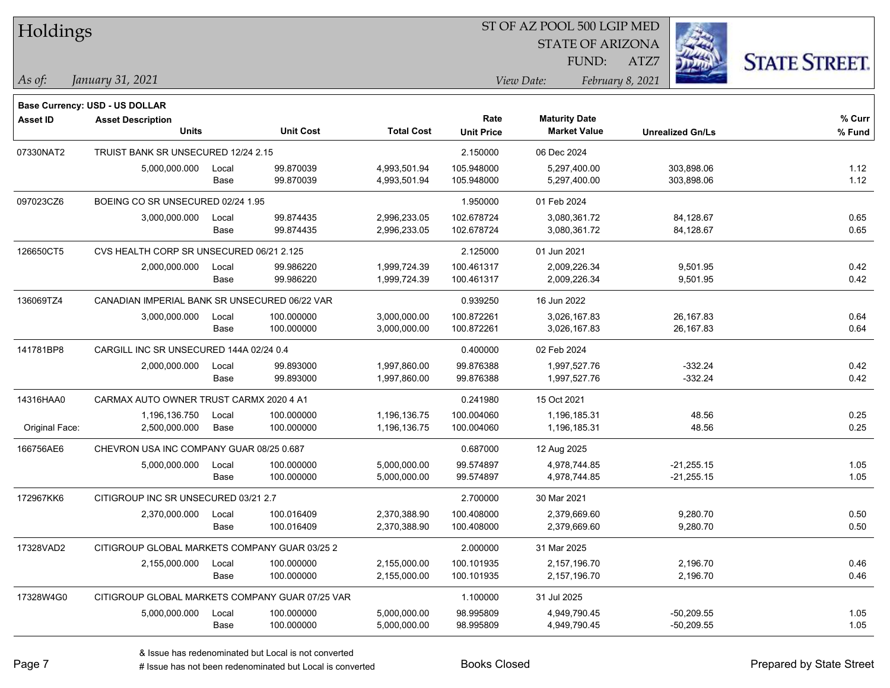# Holdings

ST OF AZ POOL 500 LGIP MED
STATE OF ARIZONA
FUND: ATZ7

*As of:* *January 31, 2021*

*View Date:* *February 8, 2021*

**Base Currency: USD - US DOLLAR**

| Asset ID | Asset Description / Units | | Unit Cost | Total Cost | Rate / Unit Price | Maturity Date / Market Value | Unrealized Gn/Ls | % Curr / % Fund |
|---|---|---|---|---|---|---|---|---|
| 07330NAT2 | TRUIST BANK SR UNSECURED 12/24 2.15 | | | | 2.150000 | 06 Dec 2024 | | |
| | 5,000,000.000 | Local | 99.870039 | 4,993,501.94 | 105.948000 | 5,297,400.00 | 303,898.06 | 1.12 |
| | | Base | 99.870039 | 4,993,501.94 | 105.948000 | 5,297,400.00 | 303,898.06 | 1.12 |
| 097023CZ6 | BOEING CO SR UNSECURED 02/24 1.95 | | | | 1.950000 | 01 Feb 2024 | | |
| | 3,000,000.000 | Local | 99.874435 | 2,996,233.05 | 102.678724 | 3,080,361.72 | 84,128.67 | 0.65 |
| | | Base | 99.874435 | 2,996,233.05 | 102.678724 | 3,080,361.72 | 84,128.67 | 0.65 |
| 126650CT5 | CVS HEALTH CORP SR UNSECURED 06/21 2.125 | | | | 2.125000 | 01 Jun 2021 | | |
| | 2,000,000.000 | Local | 99.986220 | 1,999,724.39 | 100.461317 | 2,009,226.34 | 9,501.95 | 0.42 |
| | | Base | 99.986220 | 1,999,724.39 | 100.461317 | 2,009,226.34 | 9,501.95 | 0.42 |
| 136069TZ4 | CANADIAN IMPERIAL BANK SR UNSECURED 06/22 VAR | | | | 0.939250 | 16 Jun 2022 | | |
| | 3,000,000.000 | Local | 100.000000 | 3,000,000.00 | 100.872261 | 3,026,167.83 | 26,167.83 | 0.64 |
| | | Base | 100.000000 | 3,000,000.00 | 100.872261 | 3,026,167.83 | 26,167.83 | 0.64 |
| 141781BP8 | CARGILL INC SR UNSECURED 144A 02/24 0.4 | | | | 0.400000 | 02 Feb 2024 | | |
| | 2,000,000.000 | Local | 99.893000 | 1,997,860.00 | 99.876388 | 1,997,527.76 | -332.24 | 0.42 |
| | | Base | 99.893000 | 1,997,860.00 | 99.876388 | 1,997,527.76 | -332.24 | 0.42 |
| 14316HAA0 | CARMAX AUTO OWNER TRUST CARMX 2020 4 A1 | | | | 0.241980 | 15 Oct 2021 | | |
| | 1,196,136.750 | Local | 100.000000 | 1,196,136.75 | 100.004060 | 1,196,185.31 | 48.56 | 0.25 |
| Original Face: | 2,500,000.000 | Base | 100.000000 | 1,196,136.75 | 100.004060 | 1,196,185.31 | 48.56 | 0.25 |
| 166756AE6 | CHEVRON USA INC COMPANY GUAR 08/25 0.687 | | | | 0.687000 | 12 Aug 2025 | | |
| | 5,000,000.000 | Local | 100.000000 | 5,000,000.00 | 99.574897 | 4,978,744.85 | -21,255.15 | 1.05 |
| | | Base | 100.000000 | 5,000,000.00 | 99.574897 | 4,978,744.85 | -21,255.15 | 1.05 |
| 172967KK6 | CITIGROUP INC SR UNSECURED 03/21 2.7 | | | | 2.700000 | 30 Mar 2021 | | |
| | 2,370,000.000 | Local | 100.016409 | 2,370,388.90 | 100.408000 | 2,379,669.60 | 9,280.70 | 0.50 |
| | | Base | 100.016409 | 2,370,388.90 | 100.408000 | 2,379,669.60 | 9,280.70 | 0.50 |
| 17328VAD2 | CITIGROUP GLOBAL MARKETS COMPANY GUAR 03/25 2 | | | | 2.000000 | 31 Mar 2025 | | |
| | 2,155,000.000 | Local | 100.000000 | 2,155,000.00 | 100.101935 | 2,157,196.70 | 2,196.70 | 0.46 |
| | | Base | 100.000000 | 2,155,000.00 | 100.101935 | 2,157,196.70 | 2,196.70 | 0.46 |
| 17328W4G0 | CITIGROUP GLOBAL MARKETS COMPANY GUAR 07/25 VAR | | | | 1.100000 | 31 Jul 2025 | | |
| | 5,000,000.000 | Local | 100.000000 | 5,000,000.00 | 98.995809 | 4,949,790.45 | -50,209.55 | 1.05 |
| | | Base | 100.000000 | 5,000,000.00 | 98.995809 | 4,949,790.45 | -50,209.55 | 1.05 |

& Issue has redenominated but Local is not converted
# Issue has not been redenominated but Local is converted

Books Closed

Prepared by State Street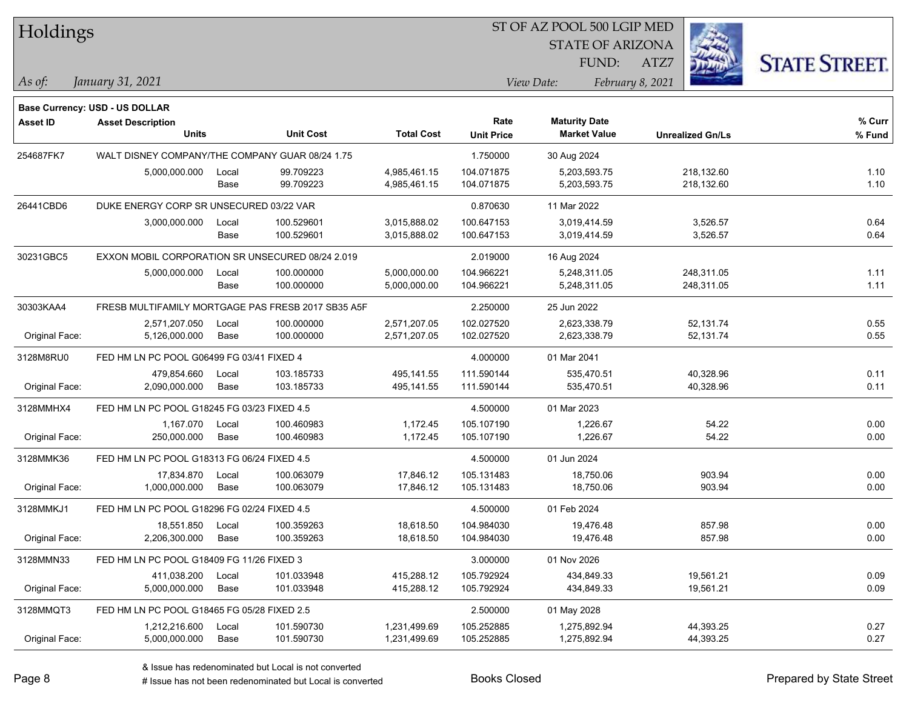# Holdings

ST OF AZ POOL 500 LGIP MED
STATE OF ARIZONA
FUND: ATZ7

*As of: January 31, 2021*

*View Date: February 8, 2021*

**Base Currency: USD - US DOLLAR**

| Asset ID | Asset Description / Units | | Unit Cost | Total Cost | Rate / Unit Price | Maturity Date / Market Value | Unrealized Gn/Ls | % Curr / % Fund |
|---|---|---|---|---|---|---|---|---|
| 254687FK7 | WALT DISNEY COMPANY/THE COMPANY GUAR 08/24 1.75 | | | | 1.750000 | 30 Aug 2024 | | |
| | 5,000,000.000 | Local | 99.709223 | 4,985,461.15 | 104.071875 | 5,203,593.75 | 218,132.60 | 1.10 |
| | | Base | 99.709223 | 4,985,461.15 | 104.071875 | 5,203,593.75 | 218,132.60 | 1.10 |
| 26441CBD6 | DUKE ENERGY CORP SR UNSECURED 03/22 VAR | | | | 0.870630 | 11 Mar 2022 | | |
| | 3,000,000.000 | Local | 100.529601 | 3,015,888.02 | 100.647153 | 3,019,414.59 | 3,526.57 | 0.64 |
| | | Base | 100.529601 | 3,015,888.02 | 100.647153 | 3,019,414.59 | 3,526.57 | 0.64 |
| 30231GBC5 | EXXON MOBIL CORPORATION SR UNSECURED 08/24 2.019 | | | | 2.019000 | 16 Aug 2024 | | |
| | 5,000,000.000 | Local | 100.000000 | 5,000,000.00 | 104.966221 | 5,248,311.05 | 248,311.05 | 1.11 |
| | | Base | 100.000000 | 5,000,000.00 | 104.966221 | 5,248,311.05 | 248,311.05 | 1.11 |
| 30303KAA4 | FRESB MULTIFAMILY MORTGAGE PAS FRESB 2017 SB35 A5F | | | | 2.250000 | 25 Jun 2022 | | |
| | 2,571,207.050 | Local | 100.000000 | 2,571,207.05 | 102.027520 | 2,623,338.79 | 52,131.74 | 0.55 |
| Original Face: | 5,126,000.000 | Base | 100.000000 | 2,571,207.05 | 102.027520 | 2,623,338.79 | 52,131.74 | 0.55 |
| 3128M8RU0 | FED HM LN PC POOL G06499 FG 03/41 FIXED 4 | | | | 4.000000 | 01 Mar 2041 | | |
| | 479,854.660 | Local | 103.185733 | 495,141.55 | 111.590144 | 535,470.51 | 40,328.96 | 0.11 |
| Original Face: | 2,090,000.000 | Base | 103.185733 | 495,141.55 | 111.590144 | 535,470.51 | 40,328.96 | 0.11 |
| 3128MMHX4 | FED HM LN PC POOL G18245 FG 03/23 FIXED 4.5 | | | | 4.500000 | 01 Mar 2023 | | |
| | 1,167.070 | Local | 100.460983 | 1,172.45 | 105.107190 | 1,226.67 | 54.22 | 0.00 |
| Original Face: | 250,000.000 | Base | 100.460983 | 1,172.45 | 105.107190 | 1,226.67 | 54.22 | 0.00 |
| 3128MMK36 | FED HM LN PC POOL G18313 FG 06/24 FIXED 4.5 | | | | 4.500000 | 01 Jun 2024 | | |
| | 17,834.870 | Local | 100.063079 | 17,846.12 | 105.131483 | 18,750.06 | 903.94 | 0.00 |
| Original Face: | 1,000,000.000 | Base | 100.063079 | 17,846.12 | 105.131483 | 18,750.06 | 903.94 | 0.00 |
| 3128MMKJ1 | FED HM LN PC POOL G18296 FG 02/24 FIXED 4.5 | | | | 4.500000 | 01 Feb 2024 | | |
| | 18,551.850 | Local | 100.359263 | 18,618.50 | 104.984030 | 19,476.48 | 857.98 | 0.00 |
| Original Face: | 2,206,300.000 | Base | 100.359263 | 18,618.50 | 104.984030 | 19,476.48 | 857.98 | 0.00 |
| 3128MMN33 | FED HM LN PC POOL G18409 FG 11/26 FIXED 3 | | | | 3.000000 | 01 Nov 2026 | | |
| | 411,038.200 | Local | 101.033948 | 415,288.12 | 105.792924 | 434,849.33 | 19,561.21 | 0.09 |
| Original Face: | 5,000,000.000 | Base | 101.033948 | 415,288.12 | 105.792924 | 434,849.33 | 19,561.21 | 0.09 |
| 3128MMQT3 | FED HM LN PC POOL G18465 FG 05/28 FIXED 2.5 | | | | 2.500000 | 01 May 2028 | | |
| | 1,212,216.600 | Local | 101.590730 | 1,231,499.69 | 105.252885 | 1,275,892.94 | 44,393.25 | 0.27 |
| Original Face: | 5,000,000.000 | Base | 101.590730 | 1,231,499.69 | 105.252885 | 1,275,892.94 | 44,393.25 | 0.27 |

& Issue has redenominated but Local is not converted

# Issue has not been redenominated but Local is converted

Books Closed

Prepared by State Street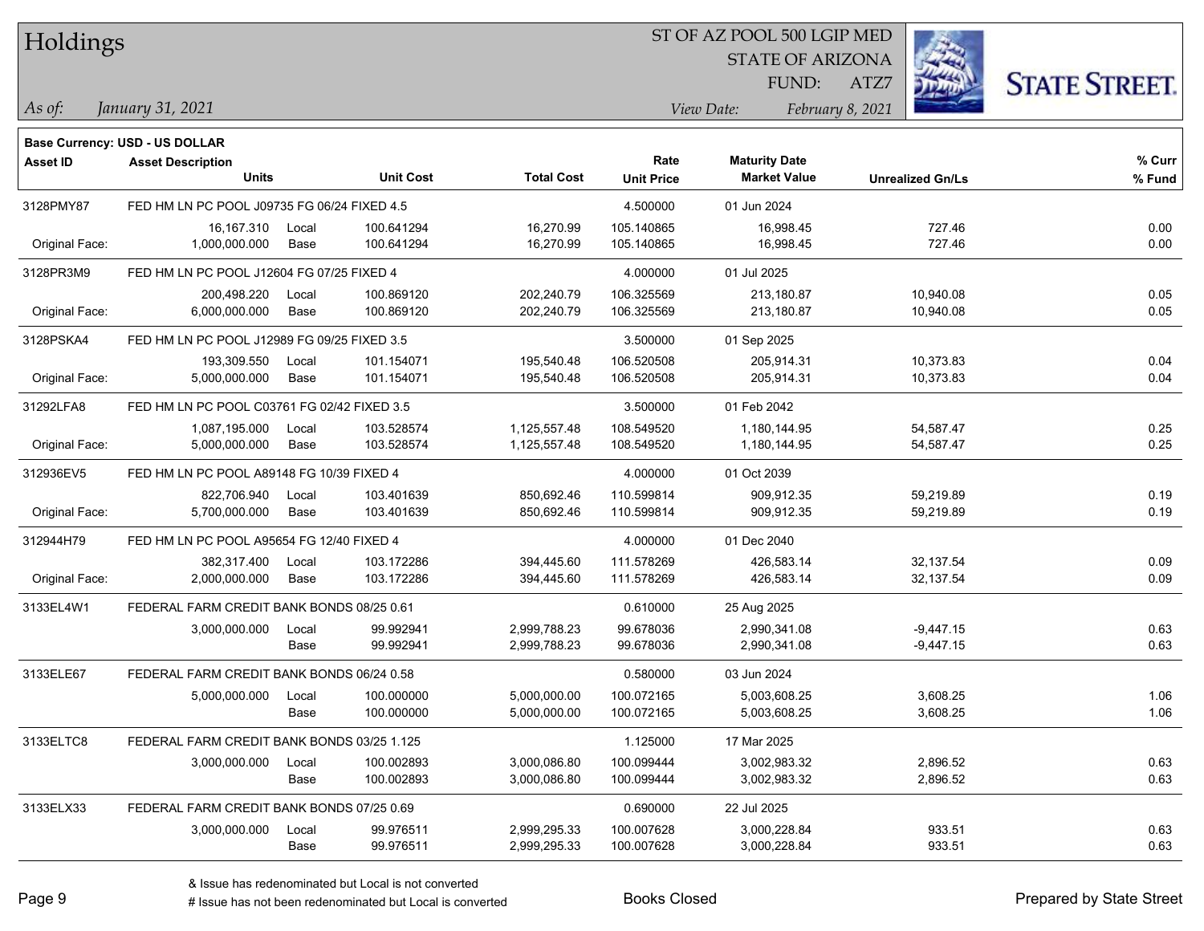# Holdings

ST OF AZ POOL 500 LGIP MED
STATE OF ARIZONA
FUND: ATZ7

*As of: January 31, 2021*

*View Date: February 8, 2021*

**Base Currency: USD - US DOLLAR**

| Asset ID | Asset Description / Units | | Unit Cost | Total Cost | Rate / Unit Price | Maturity Date / Market Value | Unrealized Gn/Ls | % Curr / % Fund |
|---|---|---|---|---|---|---|---|---|
| 3128PMY87 | FED HM LN PC POOL J09735 FG 06/24 FIXED 4.5 | | | | 4.500000 | 01 Jun 2024 | | |
| | 16,167.310 | Local | 100.641294 | 16,270.99 | 105.140865 | 16,998.45 | 727.46 | 0.00 |
| Original Face: | 1,000,000.000 | Base | 100.641294 | 16,270.99 | 105.140865 | 16,998.45 | 727.46 | 0.00 |
| 3128PR3M9 | FED HM LN PC POOL J12604 FG 07/25 FIXED 4 | | | | 4.000000 | 01 Jul 2025 | | |
| | 200,498.220 | Local | 100.869120 | 202,240.79 | 106.325569 | 213,180.87 | 10,940.08 | 0.05 |
| Original Face: | 6,000,000.000 | Base | 100.869120 | 202,240.79 | 106.325569 | 213,180.87 | 10,940.08 | 0.05 |
| 3128PSKA4 | FED HM LN PC POOL J12989 FG 09/25 FIXED 3.5 | | | | 3.500000 | 01 Sep 2025 | | |
| | 193,309.550 | Local | 101.154071 | 195,540.48 | 106.520508 | 205,914.31 | 10,373.83 | 0.04 |
| Original Face: | 5,000,000.000 | Base | 101.154071 | 195,540.48 | 106.520508 | 205,914.31 | 10,373.83 | 0.04 |
| 31292LFA8 | FED HM LN PC POOL C03761 FG 02/42 FIXED 3.5 | | | | 3.500000 | 01 Feb 2042 | | |
| | 1,087,195.000 | Local | 103.528574 | 1,125,557.48 | 108.549520 | 1,180,144.95 | 54,587.47 | 0.25 |
| Original Face: | 5,000,000.000 | Base | 103.528574 | 1,125,557.48 | 108.549520 | 1,180,144.95 | 54,587.47 | 0.25 |
| 312936EV5 | FED HM LN PC POOL A89148 FG 10/39 FIXED 4 | | | | 4.000000 | 01 Oct 2039 | | |
| | 822,706.940 | Local | 103.401639 | 850,692.46 | 110.599814 | 909,912.35 | 59,219.89 | 0.19 |
| Original Face: | 5,700,000.000 | Base | 103.401639 | 850,692.46 | 110.599814 | 909,912.35 | 59,219.89 | 0.19 |
| 312944H79 | FED HM LN PC POOL A95654 FG 12/40 FIXED 4 | | | | 4.000000 | 01 Dec 2040 | | |
| | 382,317.400 | Local | 103.172286 | 394,445.60 | 111.578269 | 426,583.14 | 32,137.54 | 0.09 |
| Original Face: | 2,000,000.000 | Base | 103.172286 | 394,445.60 | 111.578269 | 426,583.14 | 32,137.54 | 0.09 |
| 3133EL4W1 | FEDERAL FARM CREDIT BANK BONDS 08/25 0.61 | | | | 0.610000 | 25 Aug 2025 | | |
| | 3,000,000.000 | Local | 99.992941 | 2,999,788.23 | 99.678036 | 2,990,341.08 | -9,447.15 | 0.63 |
| | | Base | 99.992941 | 2,999,788.23 | 99.678036 | 2,990,341.08 | -9,447.15 | 0.63 |
| 3133ELE67 | FEDERAL FARM CREDIT BANK BONDS 06/24 0.58 | | | | 0.580000 | 03 Jun 2024 | | |
| | 5,000,000.000 | Local | 100.000000 | 5,000,000.00 | 100.072165 | 5,003,608.25 | 3,608.25 | 1.06 |
| | | Base | 100.000000 | 5,000,000.00 | 100.072165 | 5,003,608.25 | 3,608.25 | 1.06 |
| 3133ELTC8 | FEDERAL FARM CREDIT BANK BONDS 03/25 1.125 | | | | 1.125000 | 17 Mar 2025 | | |
| | 3,000,000.000 | Local | 100.002893 | 3,000,086.80 | 100.099444 | 3,002,983.32 | 2,896.52 | 0.63 |
| | | Base | 100.002893 | 3,000,086.80 | 100.099444 | 3,002,983.32 | 2,896.52 | 0.63 |
| 3133ELX33 | FEDERAL FARM CREDIT BANK BONDS 07/25 0.69 | | | | 0.690000 | 22 Jul 2025 | | |
| | 3,000,000.000 | Local | 99.976511 | 2,999,295.33 | 100.007628 | 3,000,228.84 | 933.51 | 0.63 |
| | | Base | 99.976511 | 2,999,295.33 | 100.007628 | 3,000,228.84 | 933.51 | 0.63 |

& Issue has redenominated but Local is not converted

# Issue has not been redenominated but Local is converted

Books Closed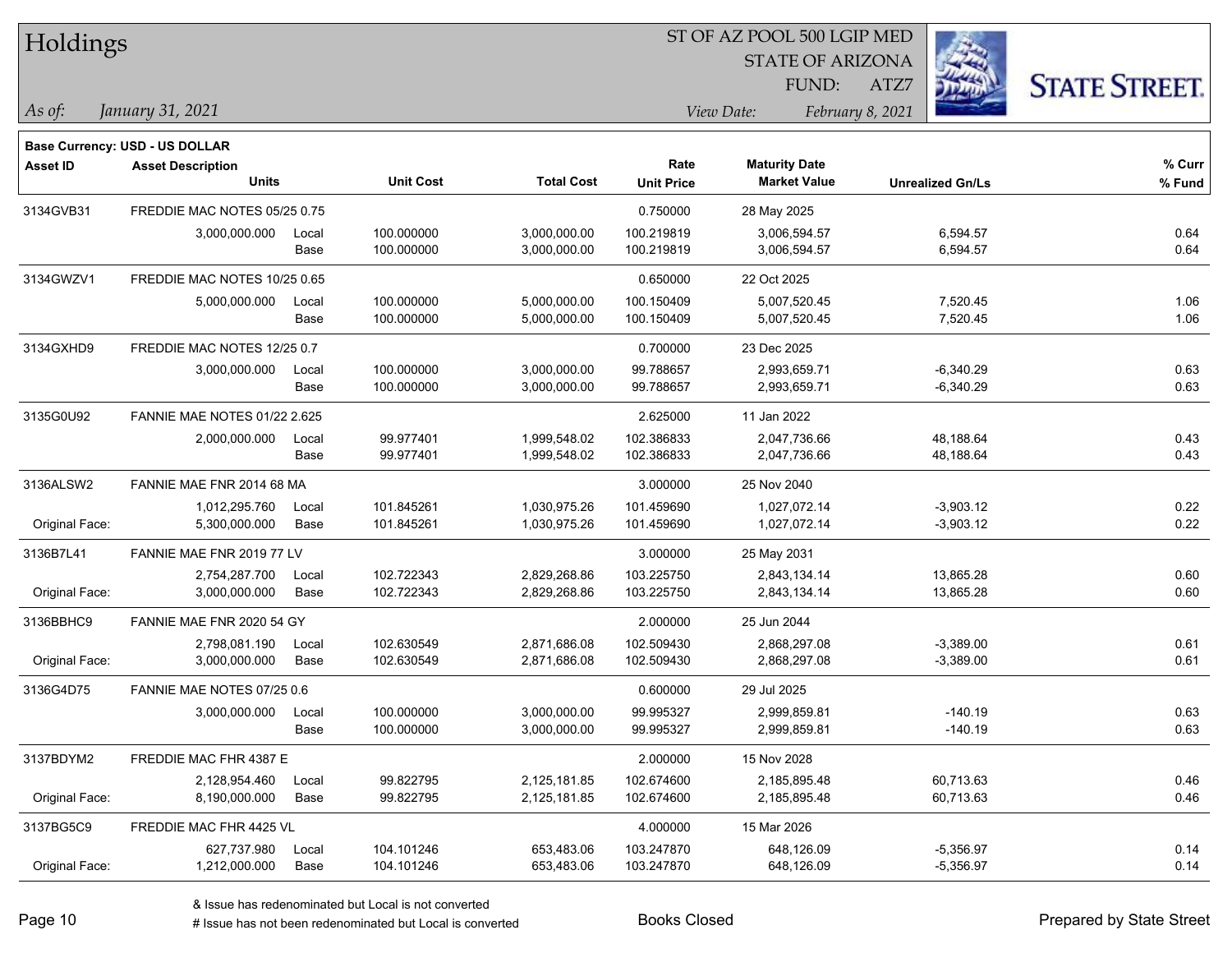# Holdings

ST OF AZ POOL 500 LGIP MED
STATE OF ARIZONA
FUND: ATZ7

*As of: January 31, 2021*

*View Date: February 8, 2021*

**Base Currency: USD - US DOLLAR**

| Asset ID | Asset Description / Units | | Unit Cost | Total Cost | Rate / Unit Price | Maturity Date / Market Value | Unrealized Gn/Ls | % Curr / % Fund |
|---|---|---|---|---|---|---|---|---|
| 3134GVB31 | FREDDIE MAC NOTES 05/25 0.75 | | | | 0.750000 | 28 May 2025 | | |
| | 3,000,000.000 | Local | 100.000000 | 3,000,000.00 | 100.219819 | 3,006,594.57 | 6,594.57 | 0.64 |
| | | Base | 100.000000 | 3,000,000.00 | 100.219819 | 3,006,594.57 | 6,594.57 | 0.64 |
| 3134GWZV1 | FREDDIE MAC NOTES 10/25 0.65 | | | | 0.650000 | 22 Oct 2025 | | |
| | 5,000,000.000 | Local | 100.000000 | 5,000,000.00 | 100.150409 | 5,007,520.45 | 7,520.45 | 1.06 |
| | | Base | 100.000000 | 5,000,000.00 | 100.150409 | 5,007,520.45 | 7,520.45 | 1.06 |
| 3134GXHD9 | FREDDIE MAC NOTES 12/25 0.7 | | | | 0.700000 | 23 Dec 2025 | | |
| | 3,000,000.000 | Local | 100.000000 | 3,000,000.00 | 99.788657 | 2,993,659.71 | -6,340.29 | 0.63 |
| | | Base | 100.000000 | 3,000,000.00 | 99.788657 | 2,993,659.71 | -6,340.29 | 0.63 |
| 3135G0U92 | FANNIE MAE NOTES 01/22 2.625 | | | | 2.625000 | 11 Jan 2022 | | |
| | 2,000,000.000 | Local | 99.977401 | 1,999,548.02 | 102.386833 | 2,047,736.66 | 48,188.64 | 0.43 |
| | | Base | 99.977401 | 1,999,548.02 | 102.386833 | 2,047,736.66 | 48,188.64 | 0.43 |
| 3136ALSW2 | FANNIE MAE FNR 2014 68 MA | | | | 3.000000 | 25 Nov 2040 | | |
| | 1,012,295.760 | Local | 101.845261 | 1,030,975.26 | 101.459690 | 1,027,072.14 | -3,903.12 | 0.22 |
| Original Face: | 5,300,000.000 | Base | 101.845261 | 1,030,975.26 | 101.459690 | 1,027,072.14 | -3,903.12 | 0.22 |
| 3136B7L41 | FANNIE MAE FNR 2019 77 LV | | | | 3.000000 | 25 May 2031 | | |
| | 2,754,287.700 | Local | 102.722343 | 2,829,268.86 | 103.225750 | 2,843,134.14 | 13,865.28 | 0.60 |
| Original Face: | 3,000,000.000 | Base | 102.722343 | 2,829,268.86 | 103.225750 | 2,843,134.14 | 13,865.28 | 0.60 |
| 3136BBHC9 | FANNIE MAE FNR 2020 54 GY | | | | 2.000000 | 25 Jun 2044 | | |
| | 2,798,081.190 | Local | 102.630549 | 2,871,686.08 | 102.509430 | 2,868,297.08 | -3,389.00 | 0.61 |
| Original Face: | 3,000,000.000 | Base | 102.630549 | 2,871,686.08 | 102.509430 | 2,868,297.08 | -3,389.00 | 0.61 |
| 3136G4D75 | FANNIE MAE NOTES 07/25 0.6 | | | | 0.600000 | 29 Jul 2025 | | |
| | 3,000,000.000 | Local | 100.000000 | 3,000,000.00 | 99.995327 | 2,999,859.81 | -140.19 | 0.63 |
| | | Base | 100.000000 | 3,000,000.00 | 99.995327 | 2,999,859.81 | -140.19 | 0.63 |
| 3137BDYM2 | FREDDIE MAC FHR 4387 E | | | | 2.000000 | 15 Nov 2028 | | |
| | 2,128,954.460 | Local | 99.822795 | 2,125,181.85 | 102.674600 | 2,185,895.48 | 60,713.63 | 0.46 |
| Original Face: | 8,190,000.000 | Base | 99.822795 | 2,125,181.85 | 102.674600 | 2,185,895.48 | 60,713.63 | 0.46 |
| 3137BG5C9 | FREDDIE MAC FHR 4425 VL | | | | 4.000000 | 15 Mar 2026 | | |
| | 627,737.980 | Local | 104.101246 | 653,483.06 | 103.247870 | 648,126.09 | -5,356.97 | 0.14 |
| Original Face: | 1,212,000.000 | Base | 104.101246 | 653,483.06 | 103.247870 | 648,126.09 | -5,356.97 | 0.14 |

& Issue has redenominated but Local is not converted

# Issue has not been redenominated but Local is converted

Books Closed

Prepared by State Street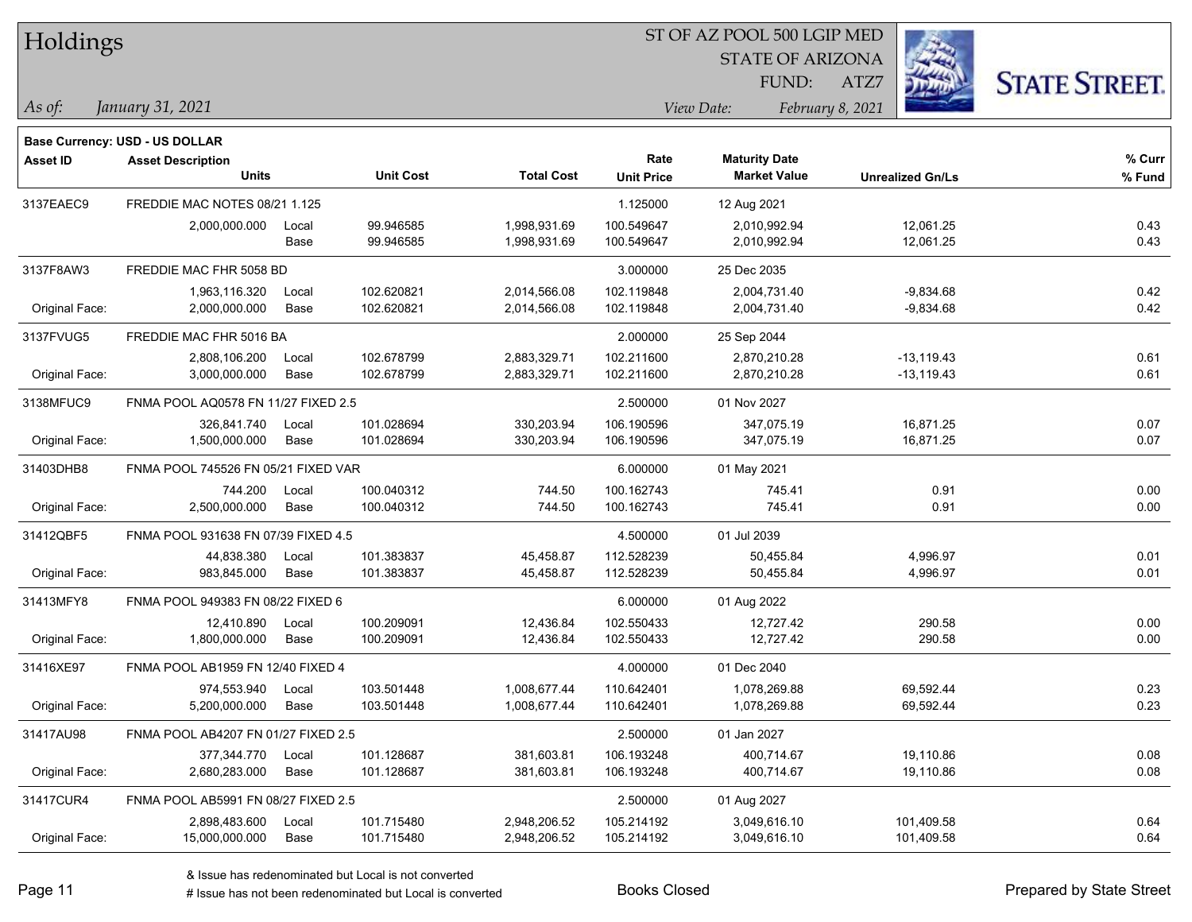# Holdings

ST OF AZ POOL 500 LGIP MED
STATE OF ARIZONA
FUND: ATZ7

*As of: January 31, 2021*

*View Date: February 8, 2021*

**Base Currency: USD - US DOLLAR**

| Asset ID | Asset Description / Units | | Unit Cost | Total Cost | Rate / Unit Price | Maturity Date / Market Value | Unrealized Gn/Ls | % Curr / % Fund |
|---|---|---|---|---|---|---|---|---|
| 3137EAEC9 | FREDDIE MAC NOTES 08/21 1.125 | | | | 1.125000 | 12 Aug 2021 | | |
| | 2,000,000.000 | Local | 99.946585 | 1,998,931.69 | 100.549647 | 2,010,992.94 | 12,061.25 | 0.43 |
| | | Base | 99.946585 | 1,998,931.69 | 100.549647 | 2,010,992.94 | 12,061.25 | 0.43 |
| 3137F8AW3 | FREDDIE MAC FHR 5058 BD | | | | 3.000000 | 25 Dec 2035 | | |
| | 1,963,116.320 | Local | 102.620821 | 2,014,566.08 | 102.119848 | 2,004,731.40 | -9,834.68 | 0.42 |
| Original Face: | 2,000,000.000 | Base | 102.620821 | 2,014,566.08 | 102.119848 | 2,004,731.40 | -9,834.68 | 0.42 |
| 3137FVUG5 | FREDDIE MAC FHR 5016 BA | | | | 2.000000 | 25 Sep 2044 | | |
| | 2,808,106.200 | Local | 102.678799 | 2,883,329.71 | 102.211600 | 2,870,210.28 | -13,119.43 | 0.61 |
| Original Face: | 3,000,000.000 | Base | 102.678799 | 2,883,329.71 | 102.211600 | 2,870,210.28 | -13,119.43 | 0.61 |
| 3138MFUC9 | FNMA POOL AQ0578 FN 11/27 FIXED 2.5 | | | | 2.500000 | 01 Nov 2027 | | |
| | 326,841.740 | Local | 101.028694 | 330,203.94 | 106.190596 | 347,075.19 | 16,871.25 | 0.07 |
| Original Face: | 1,500,000.000 | Base | 101.028694 | 330,203.94 | 106.190596 | 347,075.19 | 16,871.25 | 0.07 |
| 31403DHB8 | FNMA POOL 745526 FN 05/21 FIXED VAR | | | | 6.000000 | 01 May 2021 | | |
| | 744.200 | Local | 100.040312 | 744.50 | 100.162743 | 745.41 | 0.91 | 0.00 |
| Original Face: | 2,500,000.000 | Base | 100.040312 | 744.50 | 100.162743 | 745.41 | 0.91 | 0.00 |
| 31412QBF5 | FNMA POOL 931638 FN 07/39 FIXED 4.5 | | | | 4.500000 | 01 Jul 2039 | | |
| | 44,838.380 | Local | 101.383837 | 45,458.87 | 112.528239 | 50,455.84 | 4,996.97 | 0.01 |
| Original Face: | 983,845.000 | Base | 101.383837 | 45,458.87 | 112.528239 | 50,455.84 | 4,996.97 | 0.01 |
| 31413MFY8 | FNMA POOL 949383 FN 08/22 FIXED 6 | | | | 6.000000 | 01 Aug 2022 | | |
| | 12,410.890 | Local | 100.209091 | 12,436.84 | 102.550433 | 12,727.42 | 290.58 | 0.00 |
| Original Face: | 1,800,000.000 | Base | 100.209091 | 12,436.84 | 102.550433 | 12,727.42 | 290.58 | 0.00 |
| 31416XE97 | FNMA POOL AB1959 FN 12/40 FIXED 4 | | | | 4.000000 | 01 Dec 2040 | | |
| | 974,553.940 | Local | 103.501448 | 1,008,677.44 | 110.642401 | 1,078,269.88 | 69,592.44 | 0.23 |
| Original Face: | 5,200,000.000 | Base | 103.501448 | 1,008,677.44 | 110.642401 | 1,078,269.88 | 69,592.44 | 0.23 |
| 31417AU98 | FNMA POOL AB4207 FN 01/27 FIXED 2.5 | | | | 2.500000 | 01 Jan 2027 | | |
| | 377,344.770 | Local | 101.128687 | 381,603.81 | 106.193248 | 400,714.67 | 19,110.86 | 0.08 |
| Original Face: | 2,680,283.000 | Base | 101.128687 | 381,603.81 | 106.193248 | 400,714.67 | 19,110.86 | 0.08 |
| 31417CUR4 | FNMA POOL AB5991 FN 08/27 FIXED 2.5 | | | | 2.500000 | 01 Aug 2027 | | |
| | 2,898,483.600 | Local | 101.715480 | 2,948,206.52 | 105.214192 | 3,049,616.10 | 101,409.58 | 0.64 |
| Original Face: | 15,000,000.000 | Base | 101.715480 | 2,948,206.52 | 105.214192 | 3,049,616.10 | 101,409.58 | 0.64 |

& Issue has redenominated but Local is not converted

# Issue has not been redenominated but Local is converted

Books Closed

Prepared by State Street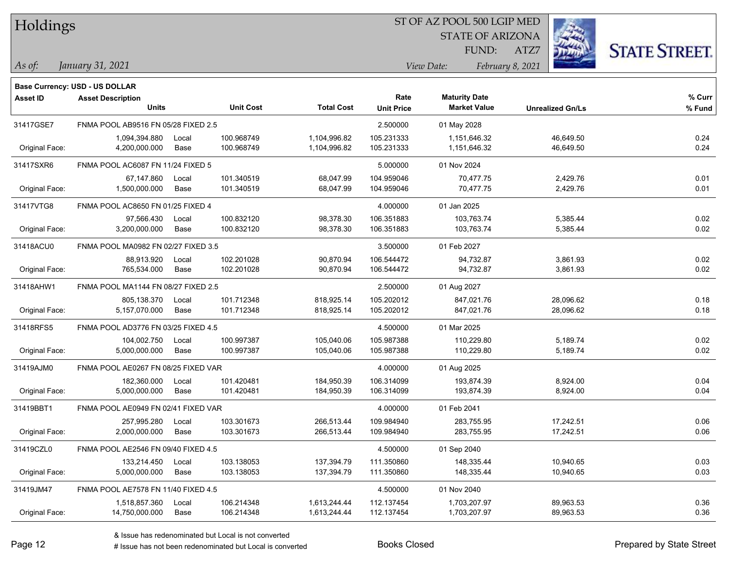# Holdings

ST OF AZ POOL 500 LGIP MED
STATE OF ARIZONA
FUND: ATZ7

*As of:* *January 31, 2021*
*View Date:* *February 8, 2021*

**Base Currency: USD - US DOLLAR**

| Asset ID | Asset Description / Units | | Unit Cost | Total Cost | Rate / Unit Price | Maturity Date / Market Value | Unrealized Gn/Ls | % Curr / % Fund |
|---|---|---|---|---|---|---|---|---|
| 31417GSE7 | FNMA POOL AB9516 FN 05/28 FIXED 2.5 | | | | 2.500000 | 01 May 2028 | | |
| | 1,094,394.880 | Local | 100.968749 | 1,104,996.82 | 105.231333 | 1,151,646.32 | 46,649.50 | 0.24 |
| Original Face: | 4,200,000.000 | Base | 100.968749 | 1,104,996.82 | 105.231333 | 1,151,646.32 | 46,649.50 | 0.24 |
| 31417SXR6 | FNMA POOL AC6087 FN 11/24 FIXED 5 | | | | 5.000000 | 01 Nov 2024 | | |
| | 67,147.860 | Local | 101.340519 | 68,047.99 | 104.959046 | 70,477.75 | 2,429.76 | 0.01 |
| Original Face: | 1,500,000.000 | Base | 101.340519 | 68,047.99 | 104.959046 | 70,477.75 | 2,429.76 | 0.01 |
| 31417VTG8 | FNMA POOL AC8650 FN 01/25 FIXED 4 | | | | 4.000000 | 01 Jan 2025 | | |
| | 97,566.430 | Local | 100.832120 | 98,378.30 | 106.351883 | 103,763.74 | 5,385.44 | 0.02 |
| Original Face: | 3,200,000.000 | Base | 100.832120 | 98,378.30 | 106.351883 | 103,763.74 | 5,385.44 | 0.02 |
| 31418ACU0 | FNMA POOL MA0982 FN 02/27 FIXED 3.5 | | | | 3.500000 | 01 Feb 2027 | | |
| | 88,913.920 | Local | 102.201028 | 90,870.94 | 106.544472 | 94,732.87 | 3,861.93 | 0.02 |
| Original Face: | 765,534.000 | Base | 102.201028 | 90,870.94 | 106.544472 | 94,732.87 | 3,861.93 | 0.02 |
| 31418AHW1 | FNMA POOL MA1144 FN 08/27 FIXED 2.5 | | | | 2.500000 | 01 Aug 2027 | | |
| | 805,138.370 | Local | 101.712348 | 818,925.14 | 105.202012 | 847,021.76 | 28,096.62 | 0.18 |
| Original Face: | 5,157,070.000 | Base | 101.712348 | 818,925.14 | 105.202012 | 847,021.76 | 28,096.62 | 0.18 |
| 31418RFS5 | FNMA POOL AD3776 FN 03/25 FIXED 4.5 | | | | 4.500000 | 01 Mar 2025 | | |
| | 104,002.750 | Local | 100.997387 | 105,040.06 | 105.987388 | 110,229.80 | 5,189.74 | 0.02 |
| Original Face: | 5,000,000.000 | Base | 100.997387 | 105,040.06 | 105.987388 | 110,229.80 | 5,189.74 | 0.02 |
| 31419AJM0 | FNMA POOL AE0267 FN 08/25 FIXED VAR | | | | 4.000000 | 01 Aug 2025 | | |
| | 182,360.000 | Local | 101.420481 | 184,950.39 | 106.314099 | 193,874.39 | 8,924.00 | 0.04 |
| Original Face: | 5,000,000.000 | Base | 101.420481 | 184,950.39 | 106.314099 | 193,874.39 | 8,924.00 | 0.04 |
| 31419BBT1 | FNMA POOL AE0949 FN 02/41 FIXED VAR | | | | 4.000000 | 01 Feb 2041 | | |
| | 257,995.280 | Local | 103.301673 | 266,513.44 | 109.984940 | 283,755.95 | 17,242.51 | 0.06 |
| Original Face: | 2,000,000.000 | Base | 103.301673 | 266,513.44 | 109.984940 | 283,755.95 | 17,242.51 | 0.06 |
| 31419CZL0 | FNMA POOL AE2546 FN 09/40 FIXED 4.5 | | | | 4.500000 | 01 Sep 2040 | | |
| | 133,214.450 | Local | 103.138053 | 137,394.79 | 111.350860 | 148,335.44 | 10,940.65 | 0.03 |
| Original Face: | 5,000,000.000 | Base | 103.138053 | 137,394.79 | 111.350860 | 148,335.44 | 10,940.65 | 0.03 |
| 31419JM47 | FNMA POOL AE7578 FN 11/40 FIXED 4.5 | | | | 4.500000 | 01 Nov 2040 | | |
| | 1,518,857.360 | Local | 106.214348 | 1,613,244.44 | 112.137454 | 1,703,207.97 | 89,963.53 | 0.36 |
| Original Face: | 14,750,000.000 | Base | 106.214348 | 1,613,244.44 | 112.137454 | 1,703,207.97 | 89,963.53 | 0.36 |

& Issue has redenominated but Local is not converted
# Issue has not been redenominated but Local is converted

Books Closed

Prepared by State Street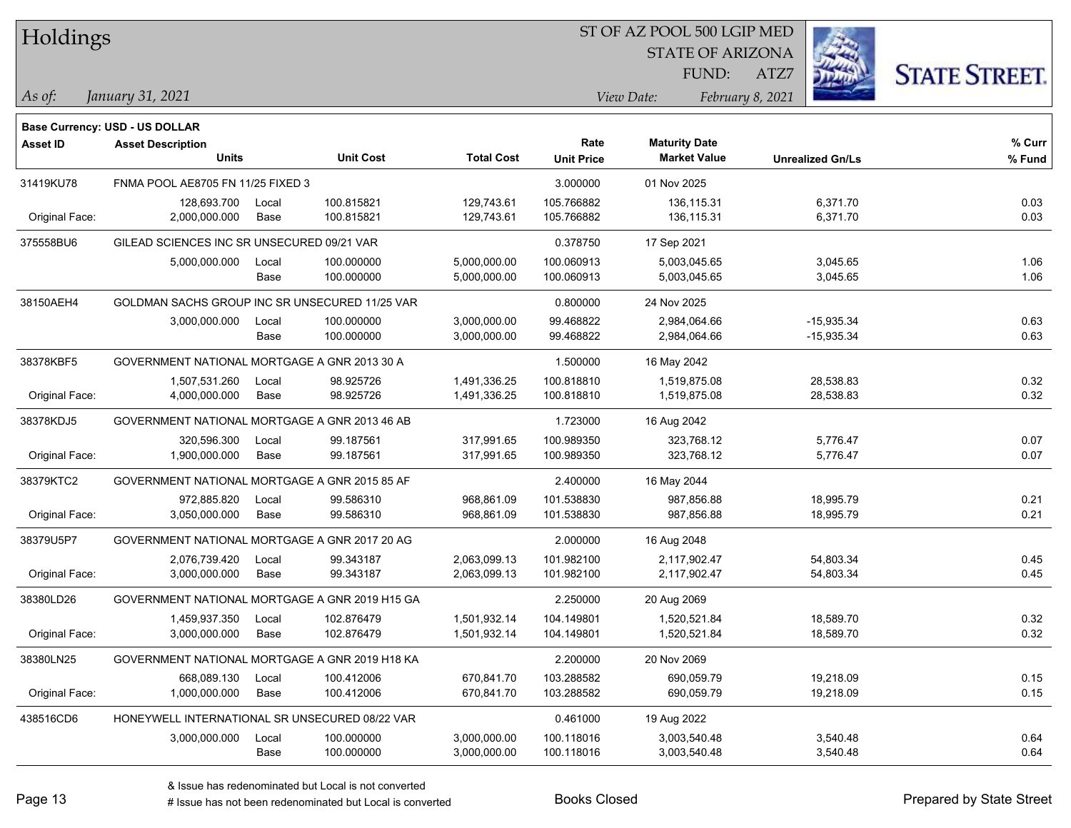## Holdings

ST OF AZ POOL 500 LGIP MED
STATE OF ARIZONA
FUND: ATZ7

*As of: January 31, 2021*

*View Date: February 8, 2021*

**Base Currency: USD - US DOLLAR**

| Asset ID | Asset Description / Units | | Unit Cost | Total Cost | Rate / Unit Price | Maturity Date / Market Value | Unrealized Gn/Ls | % Curr / % Fund |
|---|---|---|---|---|---|---|---|---|
| 31419KU78 | FNMA POOL AE8705 FN 11/25 FIXED 3 | | | | 3.000000 | 01 Nov 2025 | | |
| | 128,693.700 | Local | 100.815821 | 129,743.61 | 105.766882 | 136,115.31 | 6,371.70 | 0.03 |
| Original Face: | 2,000,000.000 | Base | 100.815821 | 129,743.61 | 105.766882 | 136,115.31 | 6,371.70 | 0.03 |
| 375558BU6 | GILEAD SCIENCES INC SR UNSECURED 09/21 VAR | | | | 0.378750 | 17 Sep 2021 | | |
| | 5,000,000.000 | Local | 100.000000 | 5,000,000.00 | 100.060913 | 5,003,045.65 | 3,045.65 | 1.06 |
| | | Base | 100.000000 | 5,000,000.00 | 100.060913 | 5,003,045.65 | 3,045.65 | 1.06 |
| 38150AEH4 | GOLDMAN SACHS GROUP INC SR UNSECURED 11/25 VAR | | | | 0.800000 | 24 Nov 2025 | | |
| | 3,000,000.000 | Local | 100.000000 | 3,000,000.00 | 99.468822 | 2,984,064.66 | -15,935.34 | 0.63 |
| | | Base | 100.000000 | 3,000,000.00 | 99.468822 | 2,984,064.66 | -15,935.34 | 0.63 |
| 38378KBF5 | GOVERNMENT NATIONAL MORTGAGE A GNR 2013 30 A | | | | 1.500000 | 16 May 2042 | | |
| | 1,507,531.260 | Local | 98.925726 | 1,491,336.25 | 100.818810 | 1,519,875.08 | 28,538.83 | 0.32 |
| Original Face: | 4,000,000.000 | Base | 98.925726 | 1,491,336.25 | 100.818810 | 1,519,875.08 | 28,538.83 | 0.32 |
| 38378KDJ5 | GOVERNMENT NATIONAL MORTGAGE A GNR 2013 46 AB | | | | 1.723000 | 16 Aug 2042 | | |
| | 320,596.300 | Local | 99.187561 | 317,991.65 | 100.989350 | 323,768.12 | 5,776.47 | 0.07 |
| Original Face: | 1,900,000.000 | Base | 99.187561 | 317,991.65 | 100.989350 | 323,768.12 | 5,776.47 | 0.07 |
| 38379KTC2 | GOVERNMENT NATIONAL MORTGAGE A GNR 2015 85 AF | | | | 2.400000 | 16 May 2044 | | |
| | 972,885.820 | Local | 99.586310 | 968,861.09 | 101.538830 | 987,856.88 | 18,995.79 | 0.21 |
| Original Face: | 3,050,000.000 | Base | 99.586310 | 968,861.09 | 101.538830 | 987,856.88 | 18,995.79 | 0.21 |
| 38379U5P7 | GOVERNMENT NATIONAL MORTGAGE A GNR 2017 20 AG | | | | 2.000000 | 16 Aug 2048 | | |
| | 2,076,739.420 | Local | 99.343187 | 2,063,099.13 | 101.982100 | 2,117,902.47 | 54,803.34 | 0.45 |
| Original Face: | 3,000,000.000 | Base | 99.343187 | 2,063,099.13 | 101.982100 | 2,117,902.47 | 54,803.34 | 0.45 |
| 38380LD26 | GOVERNMENT NATIONAL MORTGAGE A GNR 2019 H15 GA | | | | 2.250000 | 20 Aug 2069 | | |
| | 1,459,937.350 | Local | 102.876479 | 1,501,932.14 | 104.149801 | 1,520,521.84 | 18,589.70 | 0.32 |
| Original Face: | 3,000,000.000 | Base | 102.876479 | 1,501,932.14 | 104.149801 | 1,520,521.84 | 18,589.70 | 0.32 |
| 38380LN25 | GOVERNMENT NATIONAL MORTGAGE A GNR 2019 H18 KA | | | | 2.200000 | 20 Nov 2069 | | |
| | 668,089.130 | Local | 100.412006 | 670,841.70 | 103.288582 | 690,059.79 | 19,218.09 | 0.15 |
| Original Face: | 1,000,000.000 | Base | 100.412006 | 670,841.70 | 103.288582 | 690,059.79 | 19,218.09 | 0.15 |
| 438516CD6 | HONEYWELL INTERNATIONAL SR UNSECURED 08/22 VAR | | | | 0.461000 | 19 Aug 2022 | | |
| | 3,000,000.000 | Local | 100.000000 | 3,000,000.00 | 100.118016 | 3,003,540.48 | 3,540.48 | 0.64 |
| | | Base | 100.000000 | 3,000,000.00 | 100.118016 | 3,003,540.48 | 3,540.48 | 0.64 |

& Issue has redenominated but Local is not converted
# Issue has not been redenominated but Local is converted

Books Closed

Prepared by State Street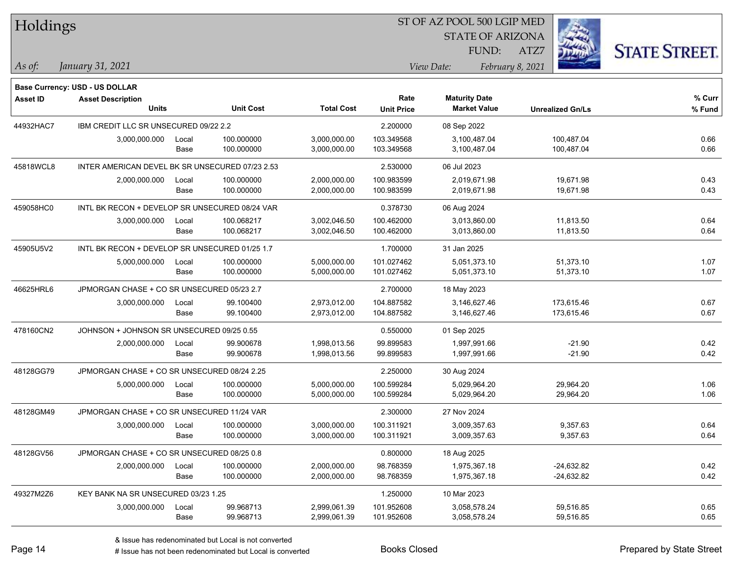# Holdings

ST OF AZ POOL 500 LGIP MED
STATE OF ARIZONA
FUND: ATZ7

*As of:* *January 31, 2021*
*View Date:* *February 8, 2021*

**Base Currency: USD - US DOLLAR**

| Asset ID | Asset Description / Units | | Unit Cost | Total Cost | Rate / Unit Price | Maturity Date / Market Value | Unrealized Gn/Ls | % Curr / % Fund |
|---|---|---|---|---|---|---|---|---|
| 44932HAC7 | IBM CREDIT LLC SR UNSECURED 09/22 2.2 | | | | 2.200000 | 08 Sep 2022 | | |
| | 3,000,000.000 | Local | 100.000000 | 3,000,000.00 | 103.349568 | 3,100,487.04 | 100,487.04 | 0.66 |
| | | Base | 100.000000 | 3,000,000.00 | 103.349568 | 3,100,487.04 | 100,487.04 | 0.66 |
| 45818WCL8 | INTER AMERICAN DEVEL BK SR UNSECURED 07/23 2.53 | | | | 2.530000 | 06 Jul 2023 | | |
| | 2,000,000.000 | Local | 100.000000 | 2,000,000.00 | 100.983599 | 2,019,671.98 | 19,671.98 | 0.43 |
| | | Base | 100.000000 | 2,000,000.00 | 100.983599 | 2,019,671.98 | 19,671.98 | 0.43 |
| 459058HC0 | INTL BK RECON + DEVELOP SR UNSECURED 08/24 VAR | | | | 0.378730 | 06 Aug 2024 | | |
| | 3,000,000.000 | Local | 100.068217 | 3,002,046.50 | 100.462000 | 3,013,860.00 | 11,813.50 | 0.64 |
| | | Base | 100.068217 | 3,002,046.50 | 100.462000 | 3,013,860.00 | 11,813.50 | 0.64 |
| 45905U5V2 | INTL BK RECON + DEVELOP SR UNSECURED 01/25 1.7 | | | | 1.700000 | 31 Jan 2025 | | |
| | 5,000,000.000 | Local | 100.000000 | 5,000,000.00 | 101.027462 | 5,051,373.10 | 51,373.10 | 1.07 |
| | | Base | 100.000000 | 5,000,000.00 | 101.027462 | 5,051,373.10 | 51,373.10 | 1.07 |
| 46625HRL6 | JPMORGAN CHASE + CO SR UNSECURED 05/23 2.7 | | | | 2.700000 | 18 May 2023 | | |
| | 3,000,000.000 | Local | 99.100400 | 2,973,012.00 | 104.887582 | 3,146,627.46 | 173,615.46 | 0.67 |
| | | Base | 99.100400 | 2,973,012.00 | 104.887582 | 3,146,627.46 | 173,615.46 | 0.67 |
| 478160CN2 | JOHNSON + JOHNSON SR UNSECURED 09/25 0.55 | | | | 0.550000 | 01 Sep 2025 | | |
| | 2,000,000.000 | Local | 99.900678 | 1,998,013.56 | 99.899583 | 1,997,991.66 | -21.90 | 0.42 |
| | | Base | 99.900678 | 1,998,013.56 | 99.899583 | 1,997,991.66 | -21.90 | 0.42 |
| 48128GG79 | JPMORGAN CHASE + CO SR UNSECURED 08/24 2.25 | | | | 2.250000 | 30 Aug 2024 | | |
| | 5,000,000.000 | Local | 100.000000 | 5,000,000.00 | 100.599284 | 5,029,964.20 | 29,964.20 | 1.06 |
| | | Base | 100.000000 | 5,000,000.00 | 100.599284 | 5,029,964.20 | 29,964.20 | 1.06 |
| 48128GM49 | JPMORGAN CHASE + CO SR UNSECURED 11/24 VAR | | | | 2.300000 | 27 Nov 2024 | | |
| | 3,000,000.000 | Local | 100.000000 | 3,000,000.00 | 100.311921 | 3,009,357.63 | 9,357.63 | 0.64 |
| | | Base | 100.000000 | 3,000,000.00 | 100.311921 | 3,009,357.63 | 9,357.63 | 0.64 |
| 48128GV56 | JPMORGAN CHASE + CO SR UNSECURED 08/25 0.8 | | | | 0.800000 | 18 Aug 2025 | | |
| | 2,000,000.000 | Local | 100.000000 | 2,000,000.00 | 98.768359 | 1,975,367.18 | -24,632.82 | 0.42 |
| | | Base | 100.000000 | 2,000,000.00 | 98.768359 | 1,975,367.18 | -24,632.82 | 0.42 |
| 49327M2Z6 | KEY BANK NA SR UNSECURED 03/23 1.25 | | | | 1.250000 | 10 Mar 2023 | | |
| | 3,000,000.000 | Local | 99.968713 | 2,999,061.39 | 101.952608 | 3,058,578.24 | 59,516.85 | 0.65 |
| | | Base | 99.968713 | 2,999,061.39 | 101.952608 | 3,058,578.24 | 59,516.85 | 0.65 |

& Issue has redenominated but Local is not converted
# Issue has not been redenominated but Local is converted

Books Closed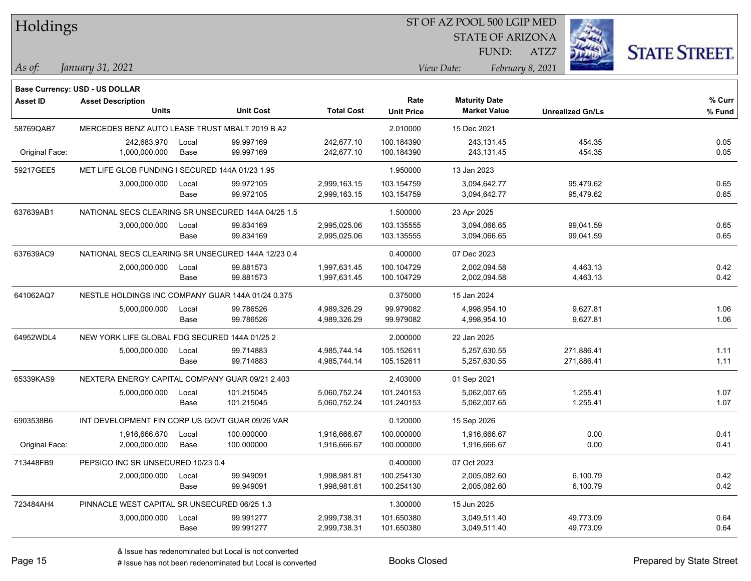# Holdings

ST OF AZ POOL 500 LGIP MED
STATE OF ARIZONA
FUND: ATZ7

*As of:* *January 31, 2021*

*View Date:* *February 8, 2021*

**Base Currency: USD - US DOLLAR**

| Asset ID | Asset Description / Units | | Unit Cost | Total Cost | Rate / Unit Price | Maturity Date / Market Value | Unrealized Gn/Ls | % Curr / % Fund |
|---|---|---|---|---|---|---|---|---|
| 58769QAB7 | MERCEDES BENZ AUTO LEASE TRUST MBALT 2019 B A2 | | | | 2.010000 | 15 Dec 2021 | | |
| | 242,683.970 | Local | 99.997169 | 242,677.10 | 100.184390 | 243,131.45 | 454.35 | 0.05 |
| Original Face: | 1,000,000.000 | Base | 99.997169 | 242,677.10 | 100.184390 | 243,131.45 | 454.35 | 0.05 |
| 59217GEE5 | MET LIFE GLOB FUNDING I SECURED 144A 01/23 1.95 | | | | 1.950000 | 13 Jan 2023 | | |
| | 3,000,000.000 | Local | 99.972105 | 2,999,163.15 | 103.154759 | 3,094,642.77 | 95,479.62 | 0.65 |
| | | Base | 99.972105 | 2,999,163.15 | 103.154759 | 3,094,642.77 | 95,479.62 | 0.65 |
| 637639AB1 | NATIONAL SECS CLEARING SR UNSECURED 144A 04/25 1.5 | | | | 1.500000 | 23 Apr 2025 | | |
| | 3,000,000.000 | Local | 99.834169 | 2,995,025.06 | 103.135555 | 3,094,066.65 | 99,041.59 | 0.65 |
| | | Base | 99.834169 | 2,995,025.06 | 103.135555 | 3,094,066.65 | 99,041.59 | 0.65 |
| 637639AC9 | NATIONAL SECS CLEARING SR UNSECURED 144A 12/23 0.4 | | | | 0.400000 | 07 Dec 2023 | | |
| | 2,000,000.000 | Local | 99.881573 | 1,997,631.45 | 100.104729 | 2,002,094.58 | 4,463.13 | 0.42 |
| | | Base | 99.881573 | 1,997,631.45 | 100.104729 | 2,002,094.58 | 4,463.13 | 0.42 |
| 641062AQ7 | NESTLE HOLDINGS INC COMPANY GUAR 144A 01/24 0.375 | | | | 0.375000 | 15 Jan 2024 | | |
| | 5,000,000.000 | Local | 99.786526 | 4,989,326.29 | 99.979082 | 4,998,954.10 | 9,627.81 | 1.06 |
| | | Base | 99.786526 | 4,989,326.29 | 99.979082 | 4,998,954.10 | 9,627.81 | 1.06 |
| 64952WDL4 | NEW YORK LIFE GLOBAL FDG SECURED 144A 01/25 2 | | | | 2.000000 | 22 Jan 2025 | | |
| | 5,000,000.000 | Local | 99.714883 | 4,985,744.14 | 105.152611 | 5,257,630.55 | 271,886.41 | 1.11 |
| | | Base | 99.714883 | 4,985,744.14 | 105.152611 | 5,257,630.55 | 271,886.41 | 1.11 |
| 65339KAS9 | NEXTERA ENERGY CAPITAL COMPANY GUAR 09/21 2.403 | | | | 2.403000 | 01 Sep 2021 | | |
| | 5,000,000.000 | Local | 101.215045 | 5,060,752.24 | 101.240153 | 5,062,007.65 | 1,255.41 | 1.07 |
| | | Base | 101.215045 | 5,060,752.24 | 101.240153 | 5,062,007.65 | 1,255.41 | 1.07 |
| 6903538B6 | INT DEVELOPMENT FIN CORP US GOVT GUAR 09/26 VAR | | | | 0.120000 | 15 Sep 2026 | | |
| | 1,916,666.670 | Local | 100.000000 | 1,916,666.67 | 100.000000 | 1,916,666.67 | 0.00 | 0.41 |
| Original Face: | 2,000,000.000 | Base | 100.000000 | 1,916,666.67 | 100.000000 | 1,916,666.67 | 0.00 | 0.41 |
| 713448FB9 | PEPSICO INC SR UNSECURED 10/23 0.4 | | | | 0.400000 | 07 Oct 2023 | | |
| | 2,000,000.000 | Local | 99.949091 | 1,998,981.81 | 100.254130 | 2,005,082.60 | 6,100.79 | 0.42 |
| | | Base | 99.949091 | 1,998,981.81 | 100.254130 | 2,005,082.60 | 6,100.79 | 0.42 |
| 723484AH4 | PINNACLE WEST CAPITAL SR UNSECURED 06/25 1.3 | | | | 1.300000 | 15 Jun 2025 | | |
| | 3,000,000.000 | Local | 99.991277 | 2,999,738.31 | 101.650380 | 3,049,511.40 | 49,773.09 | 0.64 |
| | | Base | 99.991277 | 2,999,738.31 | 101.650380 | 3,049,511.40 | 49,773.09 | 0.64 |

& Issue has redenominated but Local is not converted

# Issue has not been redenominated but Local is converted

Books Closed

Prepared by State Street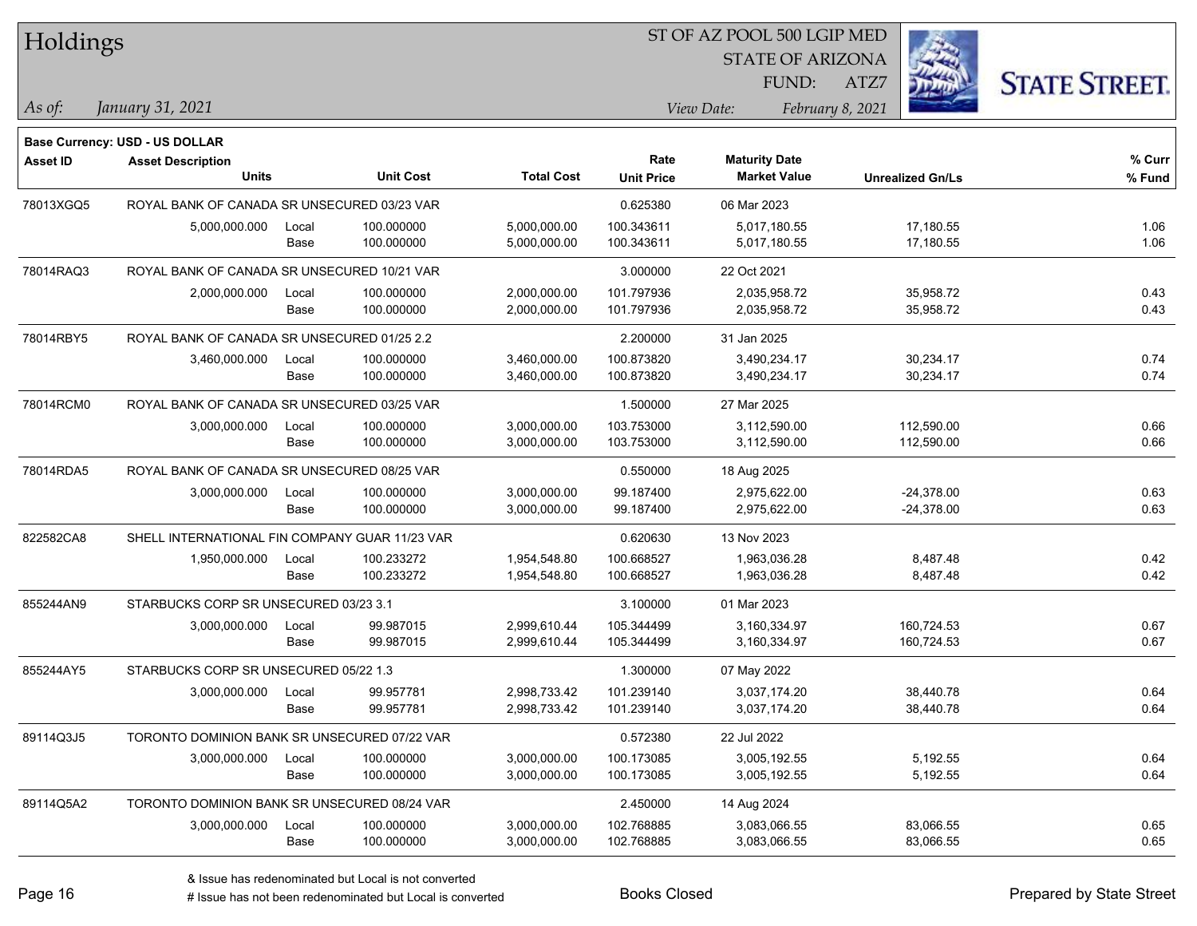# Holdings

ST OF AZ POOL 500 LGIP MED
STATE OF ARIZONA
FUND: ATZ7

*As of:* *January 31, 2021*

*View Date:* *February 8, 2021*

**Base Currency: USD - US DOLLAR**

| Asset ID | Asset Description / Units | | Unit Cost | Total Cost | Rate / Unit Price | Maturity Date / Market Value | Unrealized Gn/Ls | % Curr / % Fund |
|---|---|---|---|---|---|---|---|---|
| 78013XGQ5 | ROYAL BANK OF CANADA SR UNSECURED 03/23 VAR | | | | 0.625380 | 06 Mar 2023 | | |
| | 5,000,000.000 | Local | 100.000000 | 5,000,000.00 | 100.343611 | 5,017,180.55 | 17,180.55 | 1.06 |
| | | Base | 100.000000 | 5,000,000.00 | 100.343611 | 5,017,180.55 | 17,180.55 | 1.06 |
| 78014RAQ3 | ROYAL BANK OF CANADA SR UNSECURED 10/21 VAR | | | | 3.000000 | 22 Oct 2021 | | |
| | 2,000,000.000 | Local | 100.000000 | 2,000,000.00 | 101.797936 | 2,035,958.72 | 35,958.72 | 0.43 |
| | | Base | 100.000000 | 2,000,000.00 | 101.797936 | 2,035,958.72 | 35,958.72 | 0.43 |
| 78014RBY5 | ROYAL BANK OF CANADA SR UNSECURED 01/25 2.2 | | | | 2.200000 | 31 Jan 2025 | | |
| | 3,460,000.000 | Local | 100.000000 | 3,460,000.00 | 100.873820 | 3,490,234.17 | 30,234.17 | 0.74 |
| | | Base | 100.000000 | 3,460,000.00 | 100.873820 | 3,490,234.17 | 30,234.17 | 0.74 |
| 78014RCM0 | ROYAL BANK OF CANADA SR UNSECURED 03/25 VAR | | | | 1.500000 | 27 Mar 2025 | | |
| | 3,000,000.000 | Local | 100.000000 | 3,000,000.00 | 103.753000 | 3,112,590.00 | 112,590.00 | 0.66 |
| | | Base | 100.000000 | 3,000,000.00 | 103.753000 | 3,112,590.00 | 112,590.00 | 0.66 |
| 78014RDA5 | ROYAL BANK OF CANADA SR UNSECURED 08/25 VAR | | | | 0.550000 | 18 Aug 2025 | | |
| | 3,000,000.000 | Local | 100.000000 | 3,000,000.00 | 99.187400 | 2,975,622.00 | -24,378.00 | 0.63 |
| | | Base | 100.000000 | 3,000,000.00 | 99.187400 | 2,975,622.00 | -24,378.00 | 0.63 |
| 822582CA8 | SHELL INTERNATIONAL FIN COMPANY GUAR 11/23 VAR | | | | 0.620630 | 13 Nov 2023 | | |
| | 1,950,000.000 | Local | 100.233272 | 1,954,548.80 | 100.668527 | 1,963,036.28 | 8,487.48 | 0.42 |
| | | Base | 100.233272 | 1,954,548.80 | 100.668527 | 1,963,036.28 | 8,487.48 | 0.42 |
| 855244AN9 | STARBUCKS CORP SR UNSECURED 03/23 3.1 | | | | 3.100000 | 01 Mar 2023 | | |
| | 3,000,000.000 | Local | 99.987015 | 2,999,610.44 | 105.344499 | 3,160,334.97 | 160,724.53 | 0.67 |
| | | Base | 99.987015 | 2,999,610.44 | 105.344499 | 3,160,334.97 | 160,724.53 | 0.67 |
| 855244AY5 | STARBUCKS CORP SR UNSECURED 05/22 1.3 | | | | 1.300000 | 07 May 2022 | | |
| | 3,000,000.000 | Local | 99.957781 | 2,998,733.42 | 101.239140 | 3,037,174.20 | 38,440.78 | 0.64 |
| | | Base | 99.957781 | 2,998,733.42 | 101.239140 | 3,037,174.20 | 38,440.78 | 0.64 |
| 89114Q3J5 | TORONTO DOMINION BANK SR UNSECURED 07/22 VAR | | | | 0.572380 | 22 Jul 2022 | | |
| | 3,000,000.000 | Local | 100.000000 | 3,000,000.00 | 100.173085 | 3,005,192.55 | 5,192.55 | 0.64 |
| | | Base | 100.000000 | 3,000,000.00 | 100.173085 | 3,005,192.55 | 5,192.55 | 0.64 |
| 89114Q5A2 | TORONTO DOMINION BANK SR UNSECURED 08/24 VAR | | | | 2.450000 | 14 Aug 2024 | | |
| | 3,000,000.000 | Local | 100.000000 | 3,000,000.00 | 102.768885 | 3,083,066.55 | 83,066.55 | 0.65 |
| | | Base | 100.000000 | 3,000,000.00 | 102.768885 | 3,083,066.55 | 83,066.55 | 0.65 |

& Issue has redenominated but Local is not converted
# Issue has not been redenominated but Local is converted

Books Closed

Prepared by State Street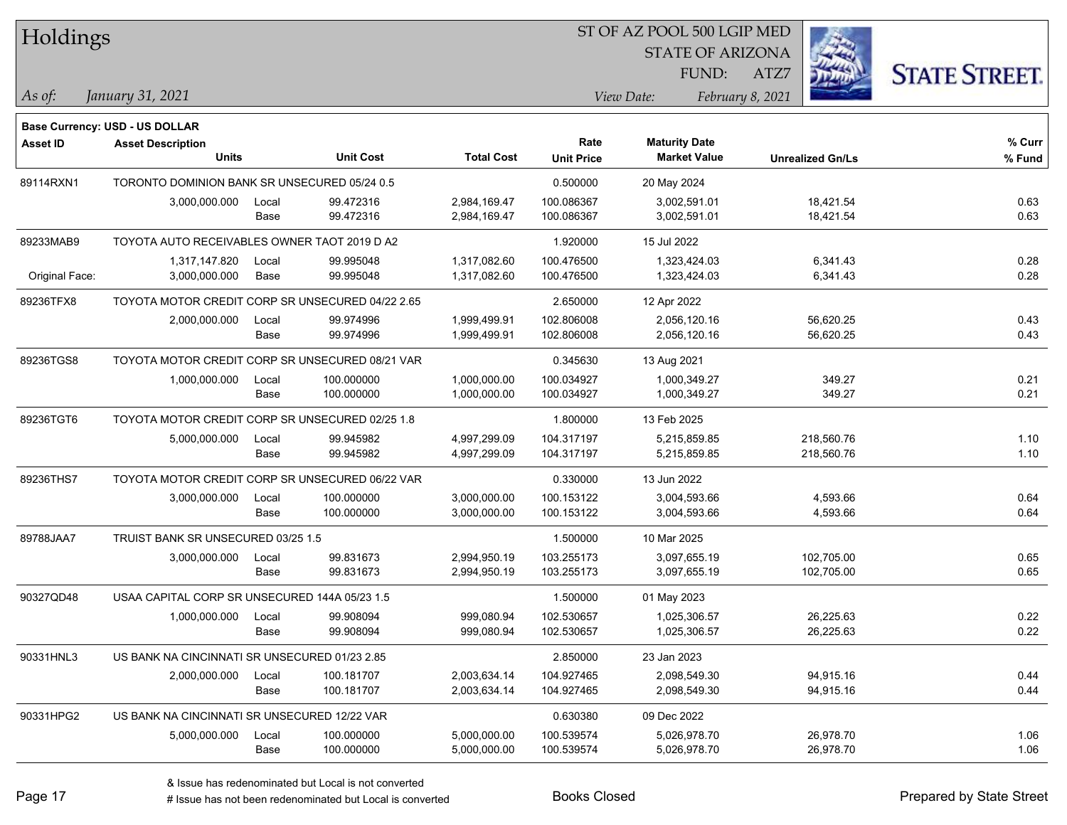# Holdings

ST OF AZ POOL 500 LGIP MED
STATE OF ARIZONA
FUND: ATZ7

*As of:* *January 31, 2021*
*View Date:* *February 8, 2021*

**Base Currency: USD - US DOLLAR**

| Asset ID | Asset Description / Units | | Unit Cost | Total Cost | Rate / Unit Price | Maturity Date / Market Value | Unrealized Gn/Ls | % Curr / % Fund |
|---|---|---|---|---|---|---|---|---|
| 89114RXN1 | TORONTO DOMINION BANK SR UNSECURED 05/24 0.5 | | | | 0.500000 | 20 May 2024 | | |
| | 3,000,000.000 | Local | 99.472316 | 2,984,169.47 | 100.086367 | 3,002,591.01 | 18,421.54 | 0.63 |
| | | Base | 99.472316 | 2,984,169.47 | 100.086367 | 3,002,591.01 | 18,421.54 | 0.63 |
| 89233MAB9 | TOYOTA AUTO RECEIVABLES OWNER TAOT 2019 D A2 | | | | 1.920000 | 15 Jul 2022 | | |
| | 1,317,147.820 | Local | 99.995048 | 1,317,082.60 | 100.476500 | 1,323,424.03 | 6,341.43 | 0.28 |
| Original Face: | 3,000,000.000 | Base | 99.995048 | 1,317,082.60 | 100.476500 | 1,323,424.03 | 6,341.43 | 0.28 |
| 89236TFX8 | TOYOTA MOTOR CREDIT CORP SR UNSECURED 04/22 2.65 | | | | 2.650000 | 12 Apr 2022 | | |
| | 2,000,000.000 | Local | 99.974996 | 1,999,499.91 | 102.806008 | 2,056,120.16 | 56,620.25 | 0.43 |
| | | Base | 99.974996 | 1,999,499.91 | 102.806008 | 2,056,120.16 | 56,620.25 | 0.43 |
| 89236TGS8 | TOYOTA MOTOR CREDIT CORP SR UNSECURED 08/21 VAR | | | | 0.345630 | 13 Aug 2021 | | |
| | 1,000,000.000 | Local | 100.000000 | 1,000,000.00 | 100.034927 | 1,000,349.27 | 349.27 | 0.21 |
| | | Base | 100.000000 | 1,000,000.00 | 100.034927 | 1,000,349.27 | 349.27 | 0.21 |
| 89236TGT6 | TOYOTA MOTOR CREDIT CORP SR UNSECURED 02/25 1.8 | | | | 1.800000 | 13 Feb 2025 | | |
| | 5,000,000.000 | Local | 99.945982 | 4,997,299.09 | 104.317197 | 5,215,859.85 | 218,560.76 | 1.10 |
| | | Base | 99.945982 | 4,997,299.09 | 104.317197 | 5,215,859.85 | 218,560.76 | 1.10 |
| 89236THS7 | TOYOTA MOTOR CREDIT CORP SR UNSECURED 06/22 VAR | | | | 0.330000 | 13 Jun 2022 | | |
| | 3,000,000.000 | Local | 100.000000 | 3,000,000.00 | 100.153122 | 3,004,593.66 | 4,593.66 | 0.64 |
| | | Base | 100.000000 | 3,000,000.00 | 100.153122 | 3,004,593.66 | 4,593.66 | 0.64 |
| 89788JAA7 | TRUIST BANK SR UNSECURED 03/25 1.5 | | | | 1.500000 | 10 Mar 2025 | | |
| | 3,000,000.000 | Local | 99.831673 | 2,994,950.19 | 103.255173 | 3,097,655.19 | 102,705.00 | 0.65 |
| | | Base | 99.831673 | 2,994,950.19 | 103.255173 | 3,097,655.19 | 102,705.00 | 0.65 |
| 90327QD48 | USAA CAPITAL CORP SR UNSECURED 144A 05/23 1.5 | | | | 1.500000 | 01 May 2023 | | |
| | 1,000,000.000 | Local | 99.908094 | 999,080.94 | 102.530657 | 1,025,306.57 | 26,225.63 | 0.22 |
| | | Base | 99.908094 | 999,080.94 | 102.530657 | 1,025,306.57 | 26,225.63 | 0.22 |
| 90331HNL3 | US BANK NA CINCINNATI SR UNSECURED 01/23 2.85 | | | | 2.850000 | 23 Jan 2023 | | |
| | 2,000,000.000 | Local | 100.181707 | 2,003,634.14 | 104.927465 | 2,098,549.30 | 94,915.16 | 0.44 |
| | | Base | 100.181707 | 2,003,634.14 | 104.927465 | 2,098,549.30 | 94,915.16 | 0.44 |
| 90331HPG2 | US BANK NA CINCINNATI SR UNSECURED 12/22 VAR | | | | 0.630380 | 09 Dec 2022 | | |
| | 5,000,000.000 | Local | 100.000000 | 5,000,000.00 | 100.539574 | 5,026,978.70 | 26,978.70 | 1.06 |
| | | Base | 100.000000 | 5,000,000.00 | 100.539574 | 5,026,978.70 | 26,978.70 | 1.06 |

& Issue has redenominated but Local is not converted
# Issue has not been redenominated but Local is converted

Books Closed

Prepared by State Street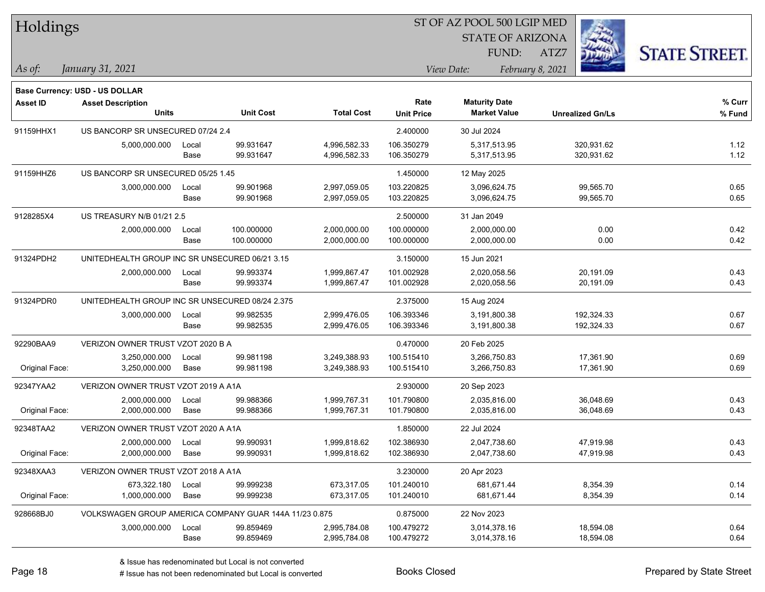# Holdings

ST OF AZ POOL 500 LGIP MED
STATE OF ARIZONA
FUND: ATZ7

*As of:* *January 31, 2021*

*View Date:* *February 8, 2021*

**Base Currency: USD - US DOLLAR**

| Asset ID | Asset Description / Units | | Unit Cost | Total Cost | Rate / Unit Price | Maturity Date / Market Value | Unrealized Gn/Ls | % Curr / % Fund |
|---|---|---|---|---|---|---|---|---|
| 91159HHX1 | US BANCORP SR UNSECURED 07/24 2.4 | | | | 2.400000 | 30 Jul 2024 | | |
| | 5,000,000.000 | Local | 99.931647 | 4,996,582.33 | 106.350279 | 5,317,513.95 | 320,931.62 | 1.12 |
| | | Base | 99.931647 | 4,996,582.33 | 106.350279 | 5,317,513.95 | 320,931.62 | 1.12 |
| 91159HHZ6 | US BANCORP SR UNSECURED 05/25 1.45 | | | | 1.450000 | 12 May 2025 | | |
| | 3,000,000.000 | Local | 99.901968 | 2,997,059.05 | 103.220825 | 3,096,624.75 | 99,565.70 | 0.65 |
| | | Base | 99.901968 | 2,997,059.05 | 103.220825 | 3,096,624.75 | 99,565.70 | 0.65 |
| 9128285X4 | US TREASURY N/B 01/21 2.5 | | | | 2.500000 | 31 Jan 2049 | | |
| | 2,000,000.000 | Local | 100.000000 | 2,000,000.00 | 100.000000 | 2,000,000.00 | 0.00 | 0.42 |
| | | Base | 100.000000 | 2,000,000.00 | 100.000000 | 2,000,000.00 | 0.00 | 0.42 |
| 91324PDH2 | UNITEDHEALTH GROUP INC SR UNSECURED 06/21 3.15 | | | | 3.150000 | 15 Jun 2021 | | |
| | 2,000,000.000 | Local | 99.993374 | 1,999,867.47 | 101.002928 | 2,020,058.56 | 20,191.09 | 0.43 |
| | | Base | 99.993374 | 1,999,867.47 | 101.002928 | 2,020,058.56 | 20,191.09 | 0.43 |
| 91324PDR0 | UNITEDHEALTH GROUP INC SR UNSECURED 08/24 2.375 | | | | 2.375000 | 15 Aug 2024 | | |
| | 3,000,000.000 | Local | 99.982535 | 2,999,476.05 | 106.393346 | 3,191,800.38 | 192,324.33 | 0.67 |
| | | Base | 99.982535 | 2,999,476.05 | 106.393346 | 3,191,800.38 | 192,324.33 | 0.67 |
| 92290BAA9 | VERIZON OWNER TRUST VZOT 2020 B A | | | | 0.470000 | 20 Feb 2025 | | |
| | 3,250,000.000 | Local | 99.981198 | 3,249,388.93 | 100.515410 | 3,266,750.83 | 17,361.90 | 0.69 |
| Original Face: | 3,250,000.000 | Base | 99.981198 | 3,249,388.93 | 100.515410 | 3,266,750.83 | 17,361.90 | 0.69 |
| 92347YAA2 | VERIZON OWNER TRUST VZOT 2019 A A1A | | | | 2.930000 | 20 Sep 2023 | | |
| | 2,000,000.000 | Local | 99.988366 | 1,999,767.31 | 101.790800 | 2,035,816.00 | 36,048.69 | 0.43 |
| Original Face: | 2,000,000.000 | Base | 99.988366 | 1,999,767.31 | 101.790800 | 2,035,816.00 | 36,048.69 | 0.43 |
| 92348TAA2 | VERIZON OWNER TRUST VZOT 2020 A A1A | | | | 1.850000 | 22 Jul 2024 | | |
| | 2,000,000.000 | Local | 99.990931 | 1,999,818.62 | 102.386930 | 2,047,738.60 | 47,919.98 | 0.43 |
| Original Face: | 2,000,000.000 | Base | 99.990931 | 1,999,818.62 | 102.386930 | 2,047,738.60 | 47,919.98 | 0.43 |
| 92348XAA3 | VERIZON OWNER TRUST VZOT 2018 A A1A | | | | 3.230000 | 20 Apr 2023 | | |
| | 673,322.180 | Local | 99.999238 | 673,317.05 | 101.240010 | 681,671.44 | 8,354.39 | 0.14 |
| Original Face: | 1,000,000.000 | Base | 99.999238 | 673,317.05 | 101.240010 | 681,671.44 | 8,354.39 | 0.14 |
| 928668BJ0 | VOLKSWAGEN GROUP AMERICA COMPANY GUAR 144A 11/23 0.875 | | | | 0.875000 | 22 Nov 2023 | | |
| | 3,000,000.000 | Local | 99.859469 | 2,995,784.08 | 100.479272 | 3,014,378.16 | 18,594.08 | 0.64 |
| | | Base | 99.859469 | 2,995,784.08 | 100.479272 | 3,014,378.16 | 18,594.08 | 0.64 |

& Issue has redenominated but Local is not converted

# Issue has not been redenominated but Local is converted

Books Closed

Prepared by State Street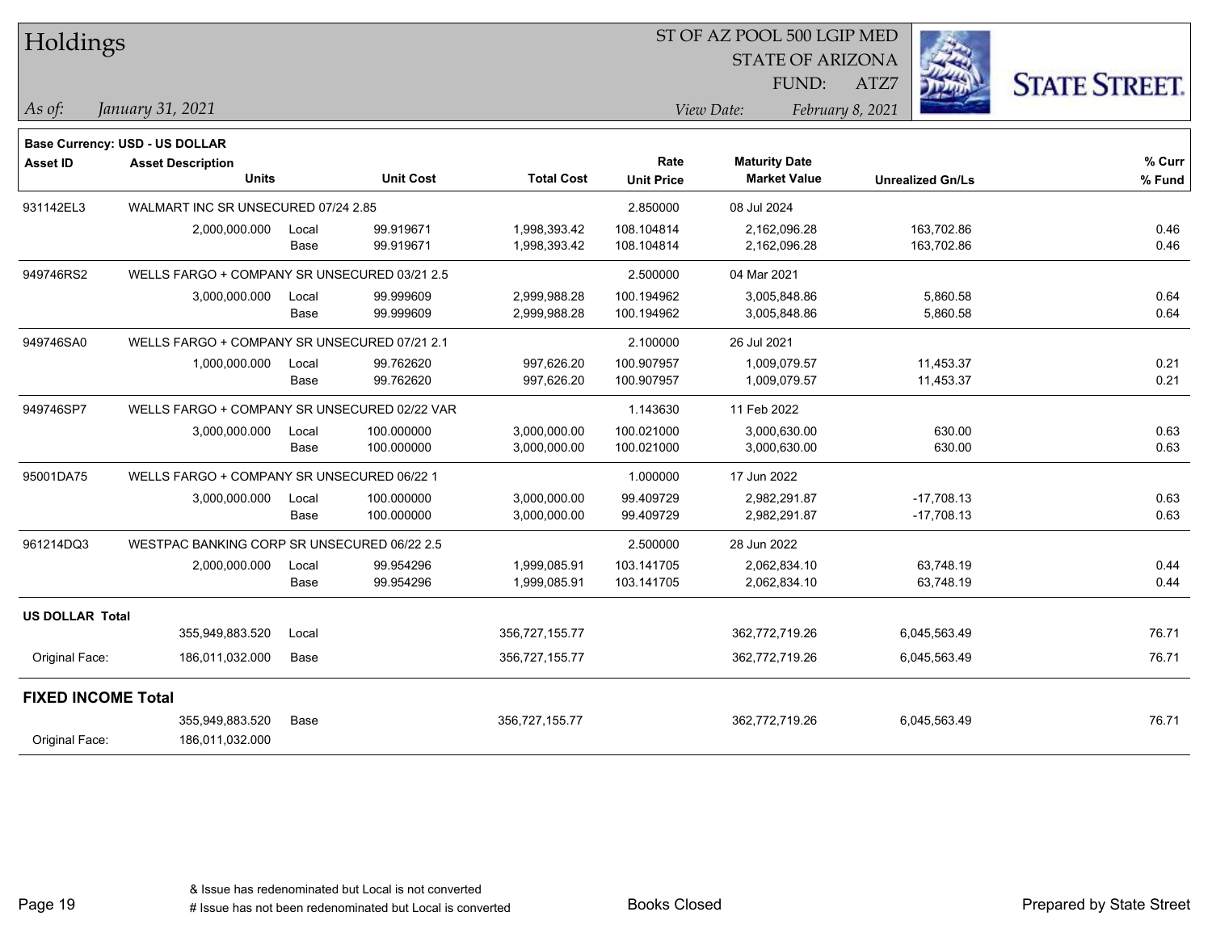# Holdings

ST OF AZ POOL 500 LGIP MED
STATE OF ARIZONA
FUND: ATZ7

*As of:* *January 31, 2021*
*View Date:* *February 8, 2021*

**Base Currency: USD - US DOLLAR**

| Asset ID | Asset Description / Units | | Unit Cost | Total Cost | Rate / Unit Price | Maturity Date / Market Value | Unrealized Gn/Ls | % Curr / % Fund |
|---|---|---|---|---|---|---|---|---|
| 931142EL3 | WALMART INC SR UNSECURED 07/24 2.85 | | | | 2.850000 | 08 Jul 2024 | | |
| | 2,000,000.000 | Local | 99.919671 | 1,998,393.42 | 108.104814 | 2,162,096.28 | 163,702.86 | 0.46 |
| | | Base | 99.919671 | 1,998,393.42 | 108.104814 | 2,162,096.28 | 163,702.86 | 0.46 |
| 949746RS2 | WELLS FARGO + COMPANY SR UNSECURED 03/21 2.5 | | | | 2.500000 | 04 Mar 2021 | | |
| | 3,000,000.000 | Local | 99.999609 | 2,999,988.28 | 100.194962 | 3,005,848.86 | 5,860.58 | 0.64 |
| | | Base | 99.999609 | 2,999,988.28 | 100.194962 | 3,005,848.86 | 5,860.58 | 0.64 |
| 949746SA0 | WELLS FARGO + COMPANY SR UNSECURED 07/21 2.1 | | | | 2.100000 | 26 Jul 2021 | | |
| | 1,000,000.000 | Local | 99.762620 | 997,626.20 | 100.907957 | 1,009,079.57 | 11,453.37 | 0.21 |
| | | Base | 99.762620 | 997,626.20 | 100.907957 | 1,009,079.57 | 11,453.37 | 0.21 |
| 949746SP7 | WELLS FARGO + COMPANY SR UNSECURED 02/22 VAR | | | | 1.143630 | 11 Feb 2022 | | |
| | 3,000,000.000 | Local | 100.000000 | 3,000,000.00 | 100.021000 | 3,000,630.00 | 630.00 | 0.63 |
| | | Base | 100.000000 | 3,000,000.00 | 100.021000 | 3,000,630.00 | 630.00 | 0.63 |
| 95001DA75 | WELLS FARGO + COMPANY SR UNSECURED 06/22 1 | | | | 1.000000 | 17 Jun 2022 | | |
| | 3,000,000.000 | Local | 100.000000 | 3,000,000.00 | 99.409729 | 2,982,291.87 | -17,708.13 | 0.63 |
| | | Base | 100.000000 | 3,000,000.00 | 99.409729 | 2,982,291.87 | -17,708.13 | 0.63 |
| 961214DQ3 | WESTPAC BANKING CORP SR UNSECURED 06/22 2.5 | | | | 2.500000 | 28 Jun 2022 | | |
| | 2,000,000.000 | Local | 99.954296 | 1,999,085.91 | 103.141705 | 2,062,834.10 | 63,748.19 | 0.44 |
| | | Base | 99.954296 | 1,999,085.91 | 103.141705 | 2,062,834.10 | 63,748.19 | 0.44 |
| **US DOLLAR Total** | | | | | | | | |
| | 355,949,883.520 | Local | | 356,727,155.77 | | 362,772,719.26 | 6,045,563.49 | 76.71 |
| Original Face: | 186,011,032.000 | Base | | 356,727,155.77 | | 362,772,719.26 | 6,045,563.49 | 76.71 |
| **FIXED INCOME Total** | | | | | | | | |
| | 355,949,883.520 | Base | | 356,727,155.77 | | 362,772,719.26 | 6,045,563.49 | 76.71 |
| Original Face: | 186,011,032.000 | | | | | | | |

& Issue has redenominated but Local is not converted
# Issue has not been redenominated but Local is converted

Books Closed

Prepared by State Street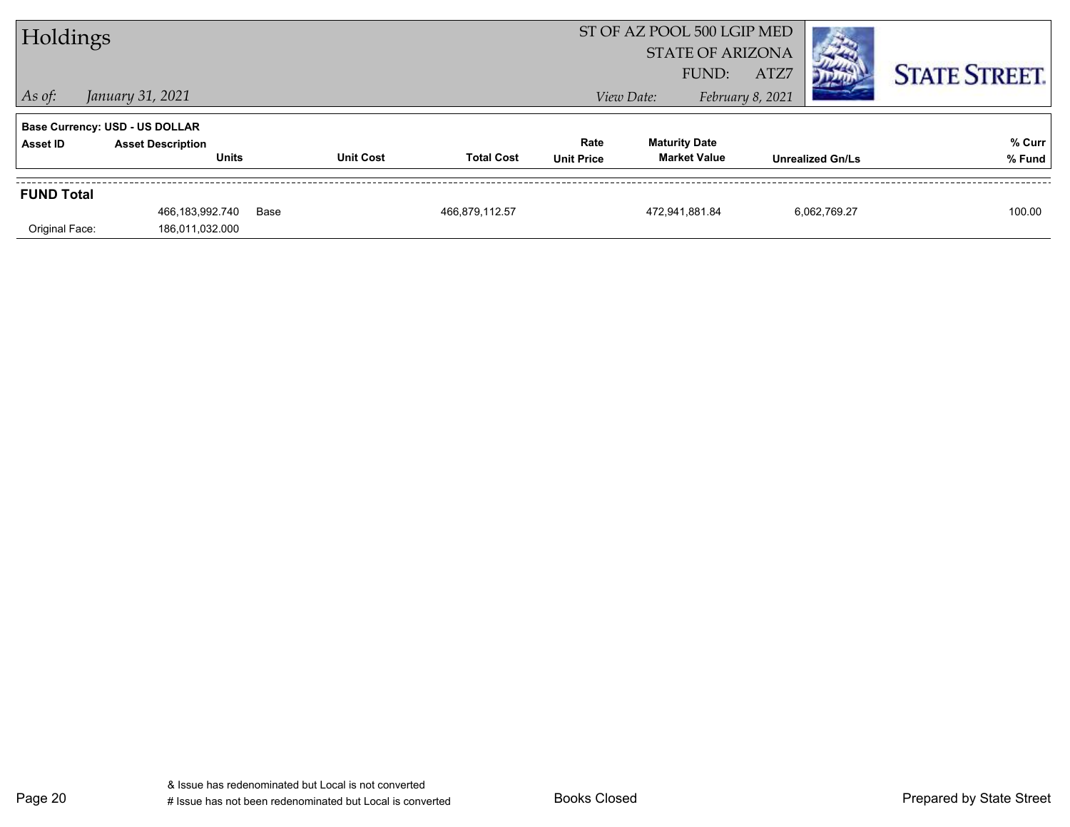# Holdings

ST OF AZ POOL 500 LGIP MED
STATE OF ARIZONA
FUND: ATZ7

*As of: January 31, 2021*

*View Date: February 8, 2021*

STATE STREET.

**Base Currency: USD - US DOLLAR**

| Asset ID | Asset Description / Units | | Unit Cost | Total Cost | Rate / Unit Price | Maturity Date / Market Value | Unrealized Gn/Ls | % Curr / % Fund |
|---|---|---|---|---|---|---|---|---|
| **FUND Total** | | | | | | | | |
| | 466,183,992.740 | Base | | 466,879,112.57 | | 472,941,881.84 | 6,062,769.27 | 100.00 |
| Original Face: | 186,011,032.000 | | | | | | | |

& Issue has redenominated but Local is not converted
# Issue has not been redenominated but Local is converted

Books Closed

Prepared by State Street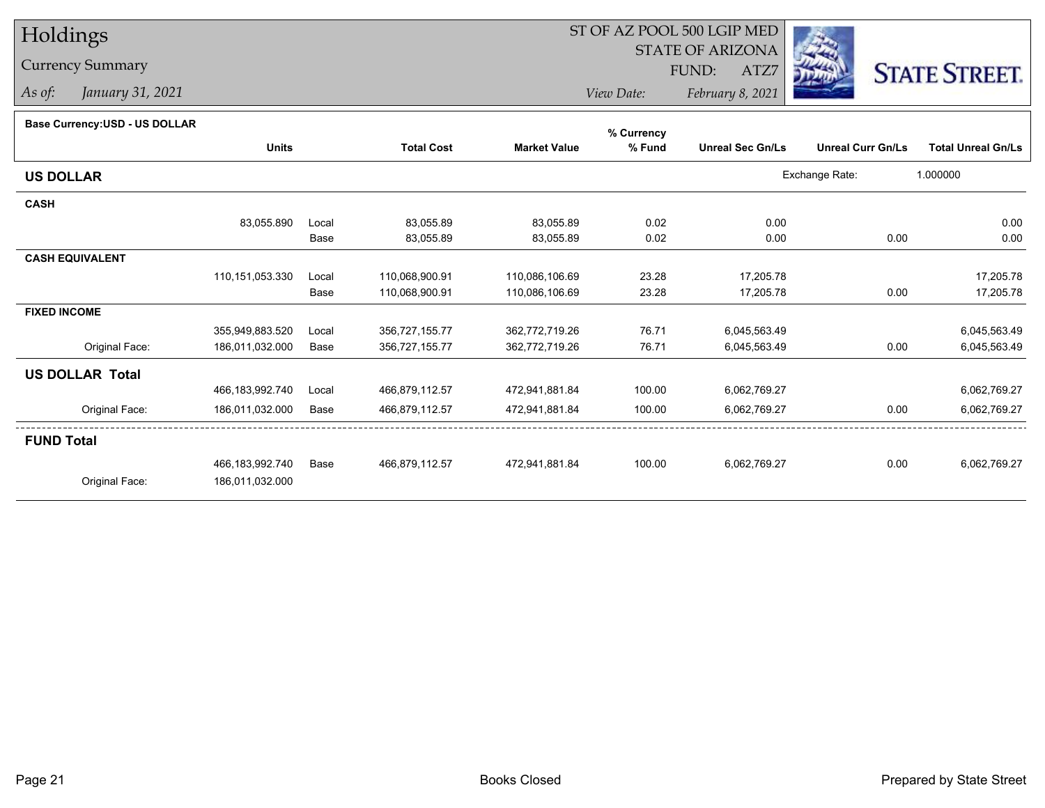# Holdings

## Currency Summary

*As of:* January 31, 2021

ST OF AZ POOL 500 LGIP MED
STATE OF ARIZONA
FUND: ATZ7
*View Date:* February 8, 2021

STATE STREET.

**Base Currency:USD - US DOLLAR**

| | Units | | Total Cost | Market Value | % Currency % Fund | Unreal Sec Gn/Ls | Unreal Curr Gn/Ls | Total Unreal Gn/Ls |
|---|---|---|---|---|---|---|---|---|
| **US DOLLAR** | | | | | | Exchange Rate: | 1.000000 | |
| **CASH** | | | | | | | | |
| | 83,055.890 | Local | 83,055.89 | 83,055.89 | 0.02 | 0.00 | | 0.00 |
| | | Base | 83,055.89 | 83,055.89 | 0.02 | 0.00 | 0.00 | 0.00 |
| **CASH EQUIVALENT** | | | | | | | | |
| | 110,151,053.330 | Local | 110,068,900.91 | 110,086,106.69 | 23.28 | 17,205.78 | | 17,205.78 |
| | | Base | 110,068,900.91 | 110,086,106.69 | 23.28 | 17,205.78 | 0.00 | 17,205.78 |
| **FIXED INCOME** | | | | | | | | |
| | 355,949,883.520 | Local | 356,727,155.77 | 362,772,719.26 | 76.71 | 6,045,563.49 | | 6,045,563.49 |
| Original Face: | 186,011,032.000 | Base | 356,727,155.77 | 362,772,719.26 | 76.71 | 6,045,563.49 | 0.00 | 6,045,563.49 |
| **US DOLLAR Total** | | | | | | | | |
| | 466,183,992.740 | Local | 466,879,112.57 | 472,941,881.84 | 100.00 | 6,062,769.27 | | 6,062,769.27 |
| Original Face: | 186,011,032.000 | Base | 466,879,112.57 | 472,941,881.84 | 100.00 | 6,062,769.27 | 0.00 | 6,062,769.27 |
| **FUND Total** | | | | | | | | |
| | 466,183,992.740 | Base | 466,879,112.57 | 472,941,881.84 | 100.00 | 6,062,769.27 | 0.00 | 6,062,769.27 |
| Original Face: | 186,011,032.000 | | | | | | | |

Books Closed

Prepared by State Street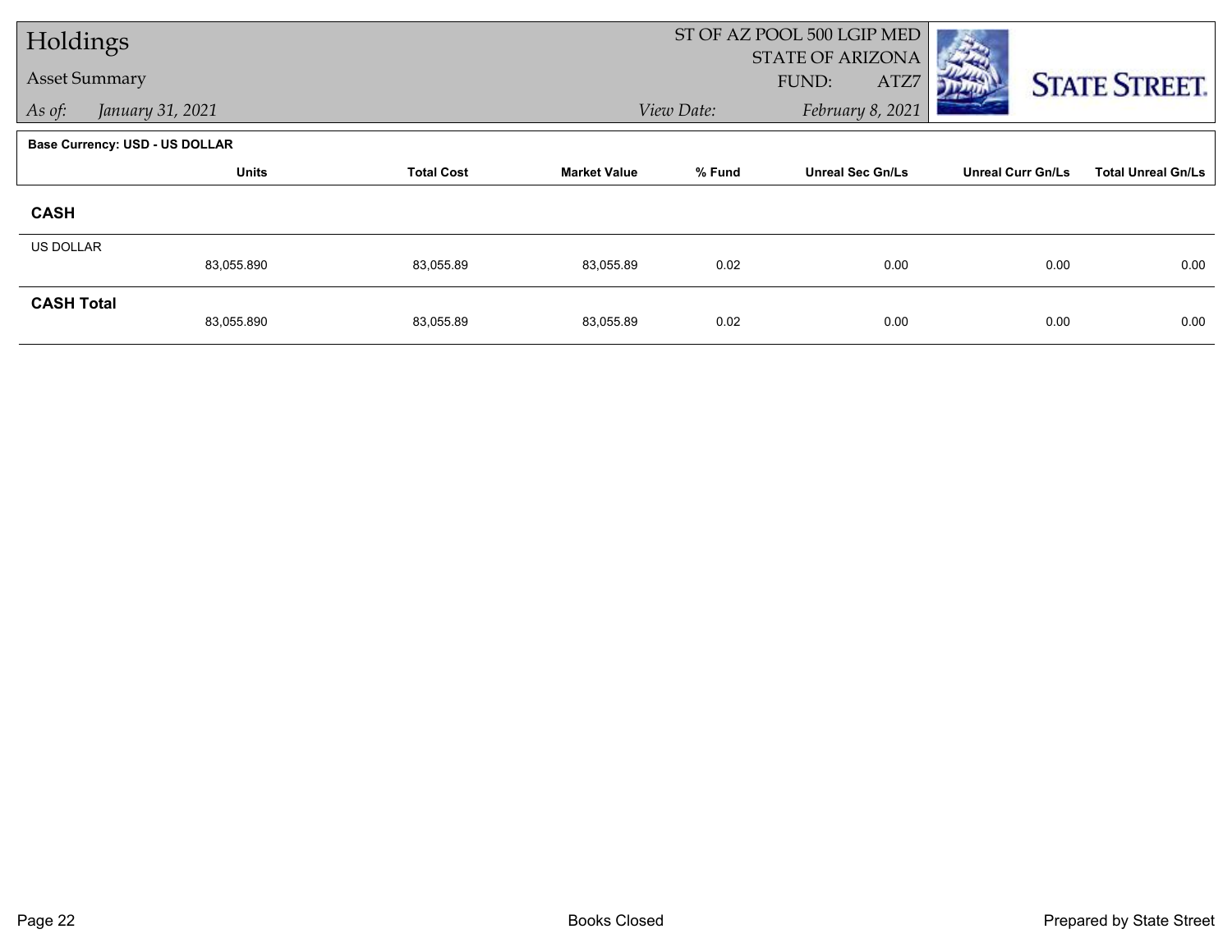# Holdings

## Asset Summary

*As of:* *January 31, 2021*

ST OF AZ POOL 500 LGIP MED
STATE OF ARIZONA
FUND: ATZ7
*View Date:* *February 8, 2021*

STATE STREET.

**Base Currency: USD - US DOLLAR**

| | Units | Total Cost | Market Value | % Fund | Unreal Sec Gn/Ls | Unreal Curr Gn/Ls | Total Unreal Gn/Ls |
|---|---|---|---|---|---|---|---|
| **CASH** | | | | | | | |
| US DOLLAR | 83,055.890 | 83,055.89 | 83,055.89 | 0.02 | 0.00 | 0.00 | 0.00 |
| **CASH Total** | 83,055.890 | 83,055.89 | 83,055.89 | 0.02 | 0.00 | 0.00 | 0.00 |

Books Closed

Prepared by State Street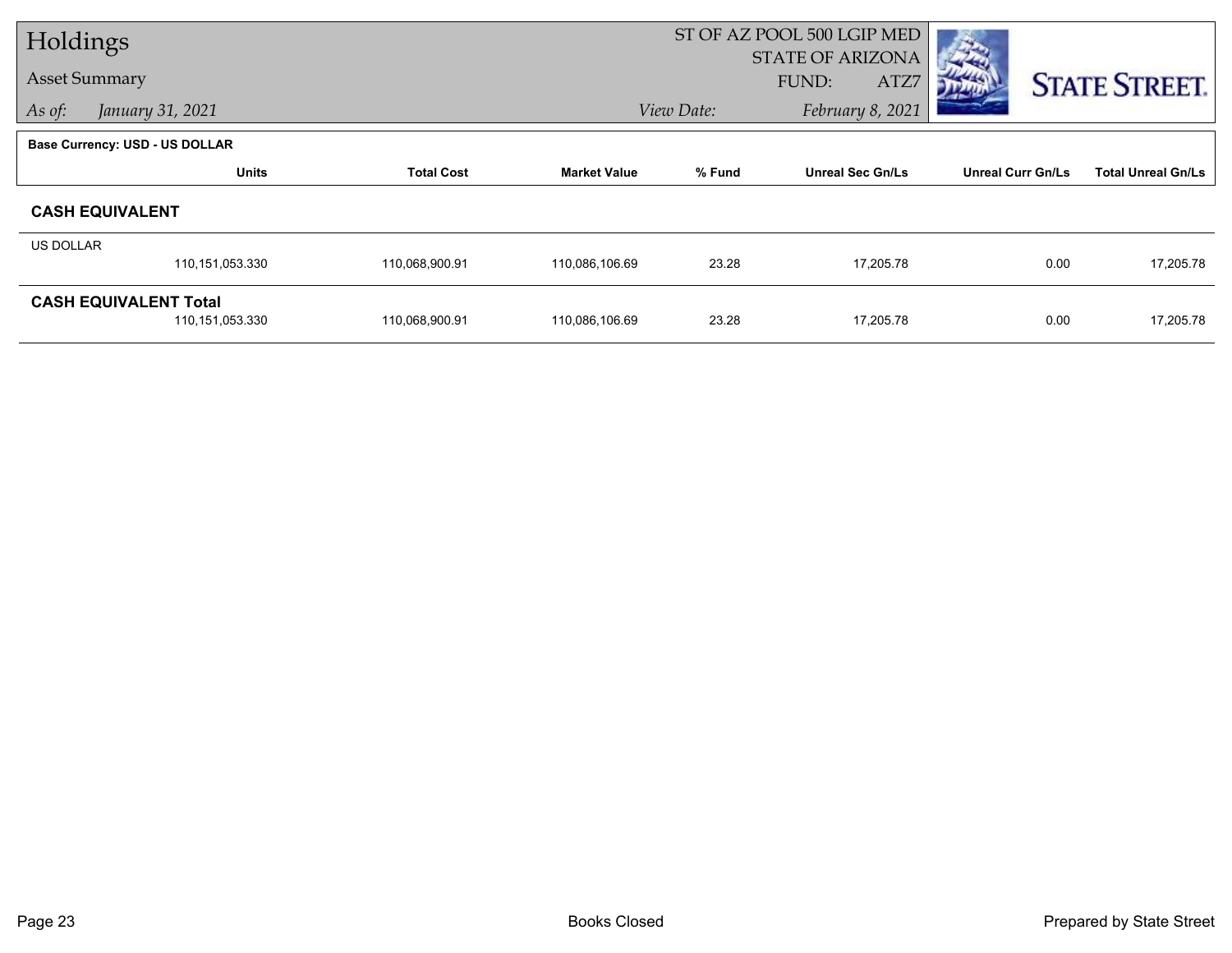# Holdings

## Asset Summary

*As of:* *January 31, 2021*

ST OF AZ POOL 500 LGIP MED
STATE OF ARIZONA
FUND: ATZ7

*View Date:* *February 8, 2021*

**Base Currency: USD - US DOLLAR**

| | Units | Total Cost | Market Value | % Fund | Unreal Sec Gn/Ls | Unreal Curr Gn/Ls | Total Unreal Gn/Ls |
|---|---|---|---|---|---|---|---|
| **CASH EQUIVALENT** | | | | | | | |
| US DOLLAR | 110,151,053.330 | 110,068,900.91 | 110,086,106.69 | 23.28 | 17,205.78 | 0.00 | 17,205.78 |
| **CASH EQUIVALENT Total** | 110,151,053.330 | 110,068,900.91 | 110,086,106.69 | 23.28 | 17,205.78 | 0.00 | 17,205.78 |

Books Closed

Prepared by State Street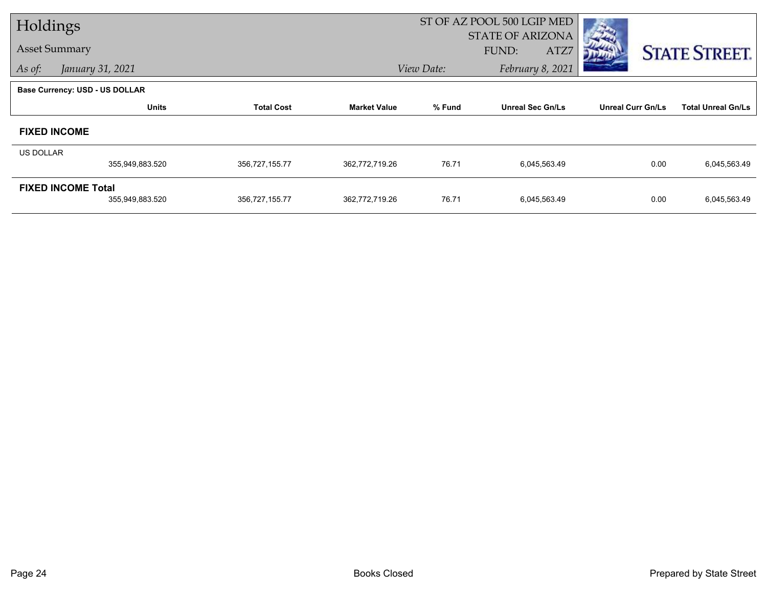# Holdings

## Asset Summary

*As of:* *January 31, 2021*

ST OF AZ POOL 500 LGIP MED
STATE OF ARIZONA
FUND: ATZ7

*View Date:* *February 8, 2021*

**Base Currency: USD - US DOLLAR**

| | Units | Total Cost | Market Value | % Fund | Unreal Sec Gn/Ls | Unreal Curr Gn/Ls | Total Unreal Gn/Ls |
|---|---|---|---|---|---|---|---|
| **FIXED INCOME** | | | | | | | |
| US DOLLAR | 355,949,883.520 | 356,727,155.77 | 362,772,719.26 | 76.71 | 6,045,563.49 | 0.00 | 6,045,563.49 |
| **FIXED INCOME Total** | 355,949,883.520 | 356,727,155.77 | 362,772,719.26 | 76.71 | 6,045,563.49 | 0.00 | 6,045,563.49 |

Books Closed

Prepared by State Street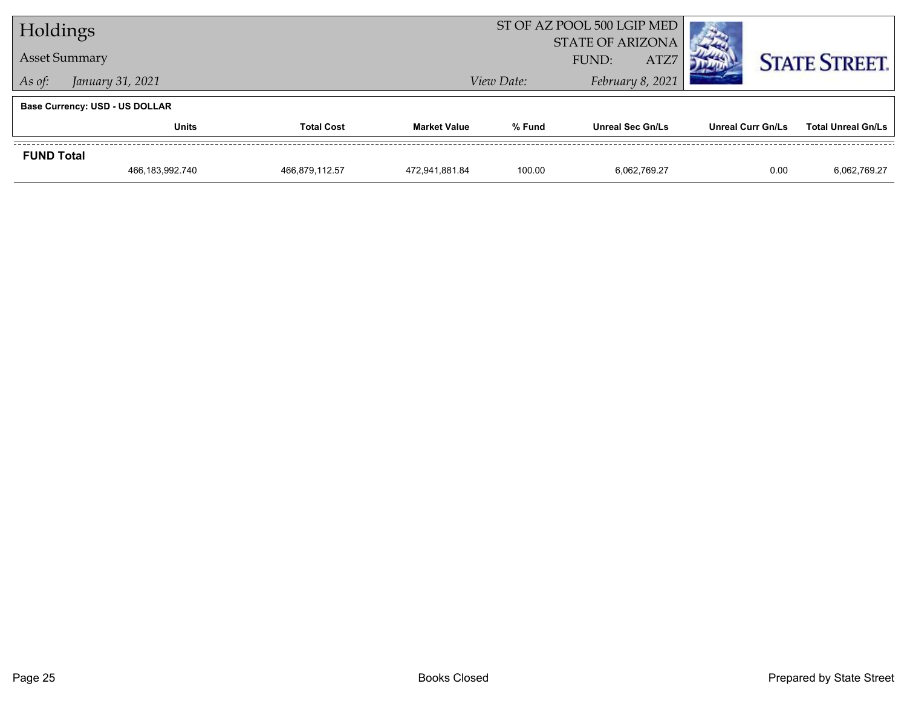# Holdings

## Asset Summary

*As of:* *January 31, 2021*

ST OF AZ POOL 500 LGIP MED
STATE OF ARIZONA
FUND: ATZ7
*View Date:* *February 8, 2021*

STATE STREET.

**Base Currency: USD - US DOLLAR**

| | Units | Total Cost | Market Value | % Fund | Unreal Sec Gn/Ls | Unreal Curr Gn/Ls | Total Unreal Gn/Ls |
|---|---|---|---|---|---|---|---|
| **FUND Total** | 466,183,992.740 | 466,879,112.57 | 472,941,881.84 | 100.00 | 6,062,769.27 | 0.00 | 6,062,769.27 |

Books Closed

Prepared by State Street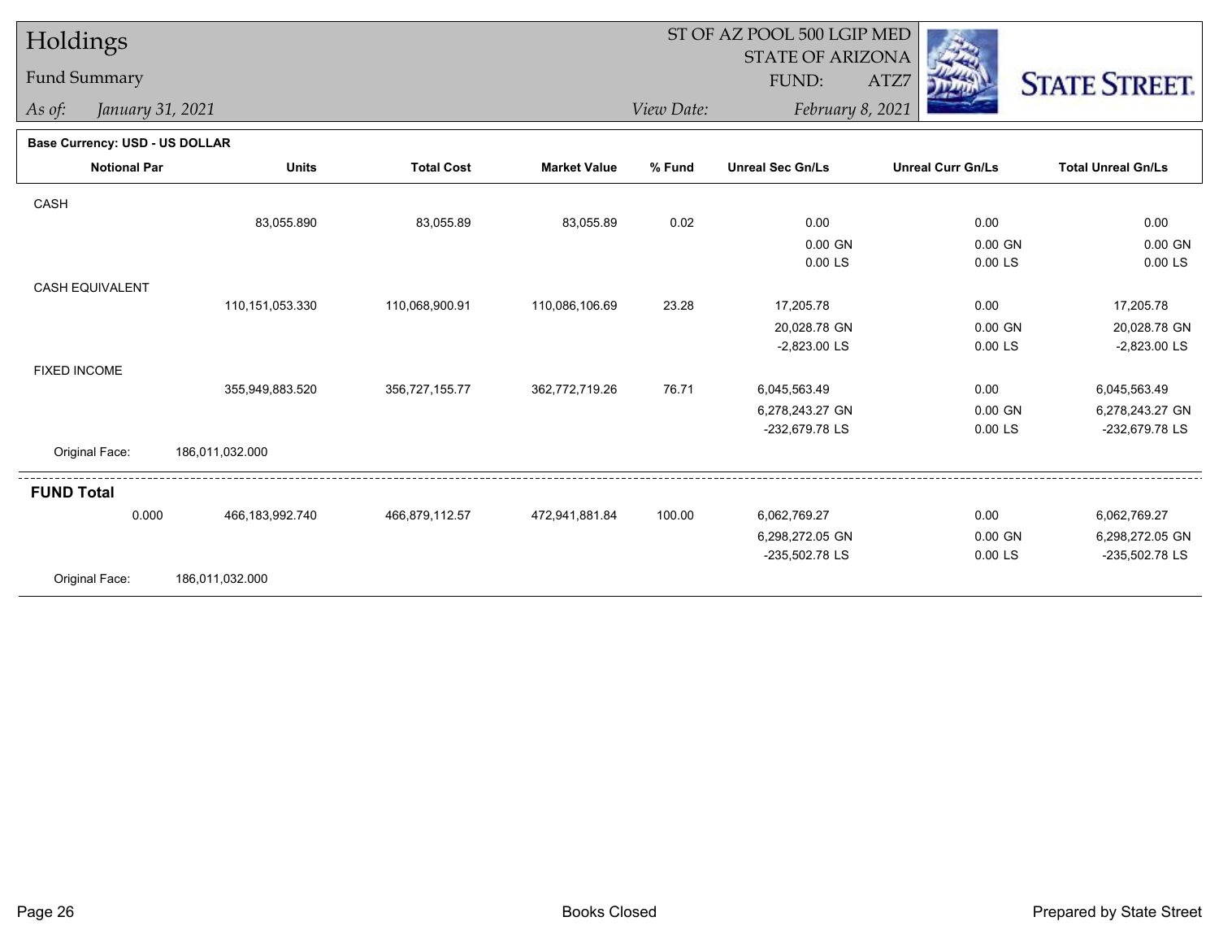# Holdings

Fund Summary

*As of:* *January 31, 2021*

ST OF AZ POOL 500 LGIP MED
STATE OF ARIZONA
FUND: ATZ7

*View Date:* *February 8, 2021*

STATE STREET.

**Base Currency: USD - US DOLLAR**

| Notional Par | Units | Total Cost | Market Value | % Fund | Unreal Sec Gn/Ls | Unreal Curr Gn/Ls | Total Unreal Gn/Ls |
|---|---|---|---|---|---|---|---|
| CASH | | | | | | | |
| | 83,055.890 | 83,055.89 | 83,055.89 | 0.02 | 0.00 | 0.00 | 0.00 |
| | | | | | 0.00 GN | 0.00 GN | 0.00 GN |
| | | | | | 0.00 LS | 0.00 LS | 0.00 LS |
| CASH EQUIVALENT | | | | | | | |
| | 110,151,053.330 | 110,068,900.91 | 110,086,106.69 | 23.28 | 17,205.78 | 0.00 | 17,205.78 |
| | | | | | 20,028.78 GN | 0.00 GN | 20,028.78 GN |
| | | | | | -2,823.00 LS | 0.00 LS | -2,823.00 LS |
| FIXED INCOME | | | | | | | |
| | 355,949,883.520 | 356,727,155.77 | 362,772,719.26 | 76.71 | 6,045,563.49 | 0.00 | 6,045,563.49 |
| | | | | | 6,278,243.27 GN | 0.00 GN | 6,278,243.27 GN |
| | | | | | -232,679.78 LS | 0.00 LS | -232,679.78 LS |
| Original Face: 186,011,032.000 | | | | | | | |
| **FUND Total** | | | | | | | |
| 0.000 | 466,183,992.740 | 466,879,112.57 | 472,941,881.84 | 100.00 | 6,062,769.27 | 0.00 | 6,062,769.27 |
| | | | | | 6,298,272.05 GN | 0.00 GN | 6,298,272.05 GN |
| | | | | | -235,502.78 LS | 0.00 LS | -235,502.78 LS |
| Original Face: 186,011,032.000 | | | | | | | |

Books Closed

Prepared by State Street